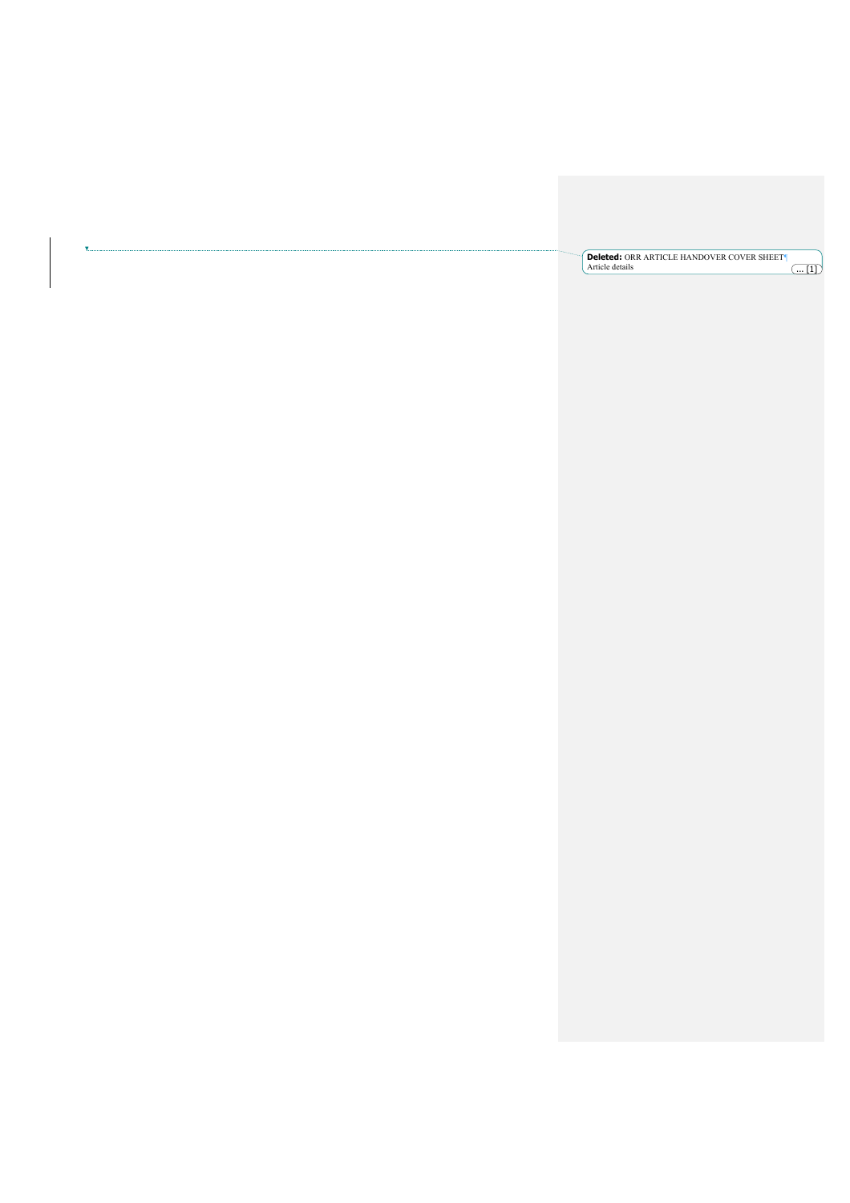**Deleted:** ORR ARTICLE HANDOVER COVER SHEET¶
Article details ... [1]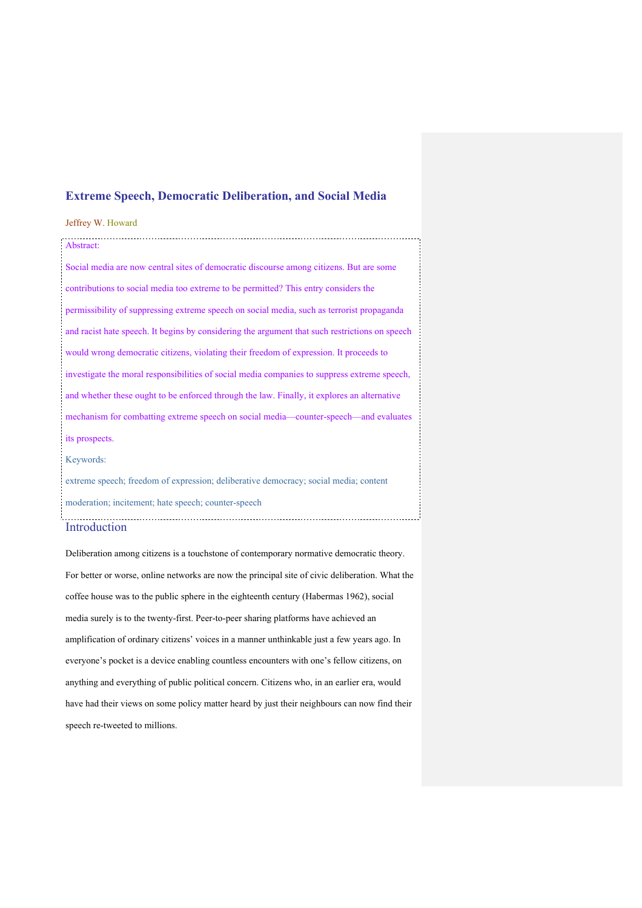# Extreme Speech, Democratic Deliberation, and Social Media

Jeffrey W. Howard

Abstract:

Social media are now central sites of democratic discourse among citizens. But are some contributions to social media too extreme to be permitted? This entry considers the permissibility of suppressing extreme speech on social media, such as terrorist propaganda and racist hate speech. It begins by considering the argument that such restrictions on speech would wrong democratic citizens, violating their freedom of expression. It proceeds to investigate the moral responsibilities of social media companies to suppress extreme speech, and whether these ought to be enforced through the law. Finally, it explores an alternative mechanism for combatting extreme speech on social media—counter-speech—and evaluates its prospects.

Keywords:

extreme speech; freedom of expression; deliberative democracy; social media; content moderation; incitement; hate speech; counter-speech

## Introduction

Deliberation among citizens is a touchstone of contemporary normative democratic theory. For better or worse, online networks are now the principal site of civic deliberation. What the coffee house was to the public sphere in the eighteenth century (Habermas 1962), social media surely is to the twenty-first. Peer-to-peer sharing platforms have achieved an amplification of ordinary citizens' voices in a manner unthinkable just a few years ago. In everyone's pocket is a device enabling countless encounters with one's fellow citizens, on anything and everything of public political concern. Citizens who, in an earlier era, would have had their views on some policy matter heard by just their neighbours can now find their speech re-tweeted to millions.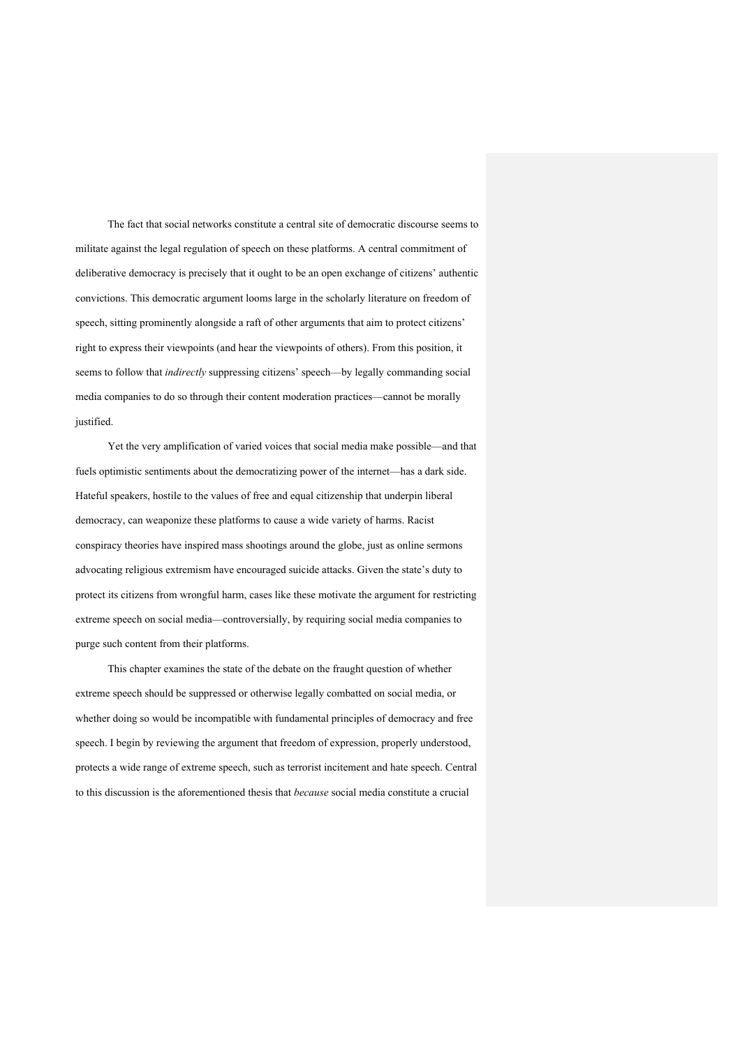The fact that social networks constitute a central site of democratic discourse seems to militate against the legal regulation of speech on these platforms. A central commitment of deliberative democracy is precisely that it ought to be an open exchange of citizens' authentic convictions. This democratic argument looms large in the scholarly literature on freedom of speech, sitting prominently alongside a raft of other arguments that aim to protect citizens' right to express their viewpoints (and hear the viewpoints of others). From this position, it seems to follow that *indirectly* suppressing citizens' speech—by legally commanding social media companies to do so through their content moderation practices—cannot be morally justified.

Yet the very amplification of varied voices that social media make possible—and that fuels optimistic sentiments about the democratizing power of the internet—has a dark side. Hateful speakers, hostile to the values of free and equal citizenship that underpin liberal democracy, can weaponize these platforms to cause a wide variety of harms. Racist conspiracy theories have inspired mass shootings around the globe, just as online sermons advocating religious extremism have encouraged suicide attacks. Given the state's duty to protect its citizens from wrongful harm, cases like these motivate the argument for restricting extreme speech on social media—controversially, by requiring social media companies to purge such content from their platforms.

This chapter examines the state of the debate on the fraught question of whether extreme speech should be suppressed or otherwise legally combatted on social media, or whether doing so would be incompatible with fundamental principles of democracy and free speech. I begin by reviewing the argument that freedom of expression, properly understood, protects a wide range of extreme speech, such as terrorist incitement and hate speech. Central to this discussion is the aforementioned thesis that *because* social media constitute a crucial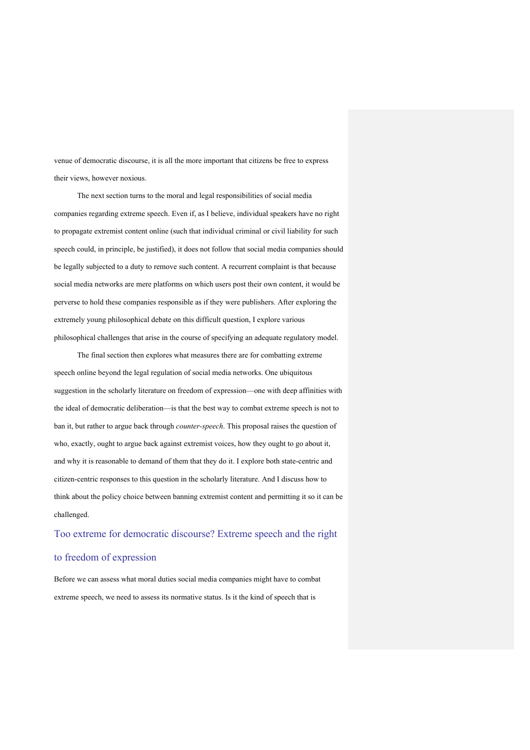venue of democratic discourse, it is all the more important that citizens be free to express their views, however noxious.

The next section turns to the moral and legal responsibilities of social media companies regarding extreme speech. Even if, as I believe, individual speakers have no right to propagate extremist content online (such that individual criminal or civil liability for such speech could, in principle, be justified), it does not follow that social media companies should be legally subjected to a duty to remove such content. A recurrent complaint is that because social media networks are mere platforms on which users post their own content, it would be perverse to hold these companies responsible as if they were publishers. After exploring the extremely young philosophical debate on this difficult question, I explore various philosophical challenges that arise in the course of specifying an adequate regulatory model.

The final section then explores what measures there are for combatting extreme speech online beyond the legal regulation of social media networks. One ubiquitous suggestion in the scholarly literature on freedom of expression—one with deep affinities with the ideal of democratic deliberation—is that the best way to combat extreme speech is not to ban it, but rather to argue back through *counter-speech*. This proposal raises the question of who, exactly, ought to argue back against extremist voices, how they ought to go about it, and why it is reasonable to demand of them that they do it. I explore both state-centric and citizen-centric responses to this question in the scholarly literature. And I discuss how to think about the policy choice between banning extremist content and permitting it so it can be challenged.

## Too extreme for democratic discourse? Extreme speech and the right to freedom of expression

Before we can assess what moral duties social media companies might have to combat extreme speech, we need to assess its normative status. Is it the kind of speech that is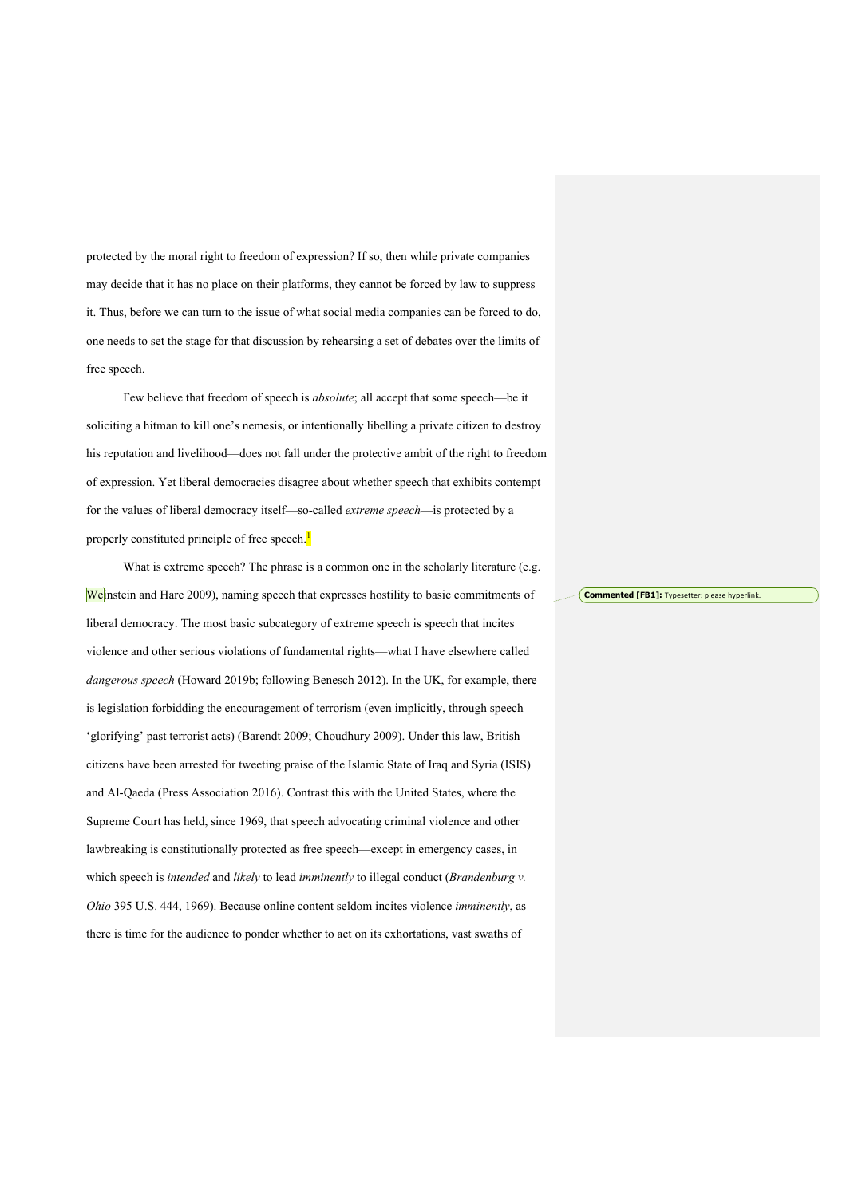protected by the moral right to freedom of expression? If so, then while private companies may decide that it has no place on their platforms, they cannot be forced by law to suppress it. Thus, before we can turn to the issue of what social media companies can be forced to do, one needs to set the stage for that discussion by rehearsing a set of debates over the limits of free speech.

Few believe that freedom of speech is *absolute*; all accept that some speech—be it soliciting a hitman to kill one's nemesis, or intentionally libelling a private citizen to destroy his reputation and livelihood—does not fall under the protective ambit of the right to freedom of expression. Yet liberal democracies disagree about whether speech that exhibits contempt for the values of liberal democracy itself—so-called *extreme speech*—is protected by a properly constituted principle of free speech.[1]

What is extreme speech? The phrase is a common one in the scholarly literature (e.g. Weinstein and Hare 2009), naming speech that expresses hostility to basic commitments of liberal democracy. The most basic subcategory of extreme speech is speech that incites violence and other serious violations of fundamental rights—what I have elsewhere called *dangerous speech* (Howard 2019b; following Benesch 2012). In the UK, for example, there is legislation forbidding the encouragement of terrorism (even implicitly, through speech 'glorifying' past terrorist acts) (Barendt 2009; Choudhury 2009). Under this law, British citizens have been arrested for tweeting praise of the Islamic State of Iraq and Syria (ISIS) and Al-Qaeda (Press Association 2016). Contrast this with the United States, where the Supreme Court has held, since 1969, that speech advocating criminal violence and other lawbreaking is constitutionally protected as free speech—except in emergency cases, in which speech is *intended* and *likely* to lead *imminently* to illegal conduct (*Brandenburg v. Ohio* 395 U.S. 444, 1969). Because online content seldom incites violence *imminently*, as there is time for the audience to ponder whether to act on its exhortations, vast swaths of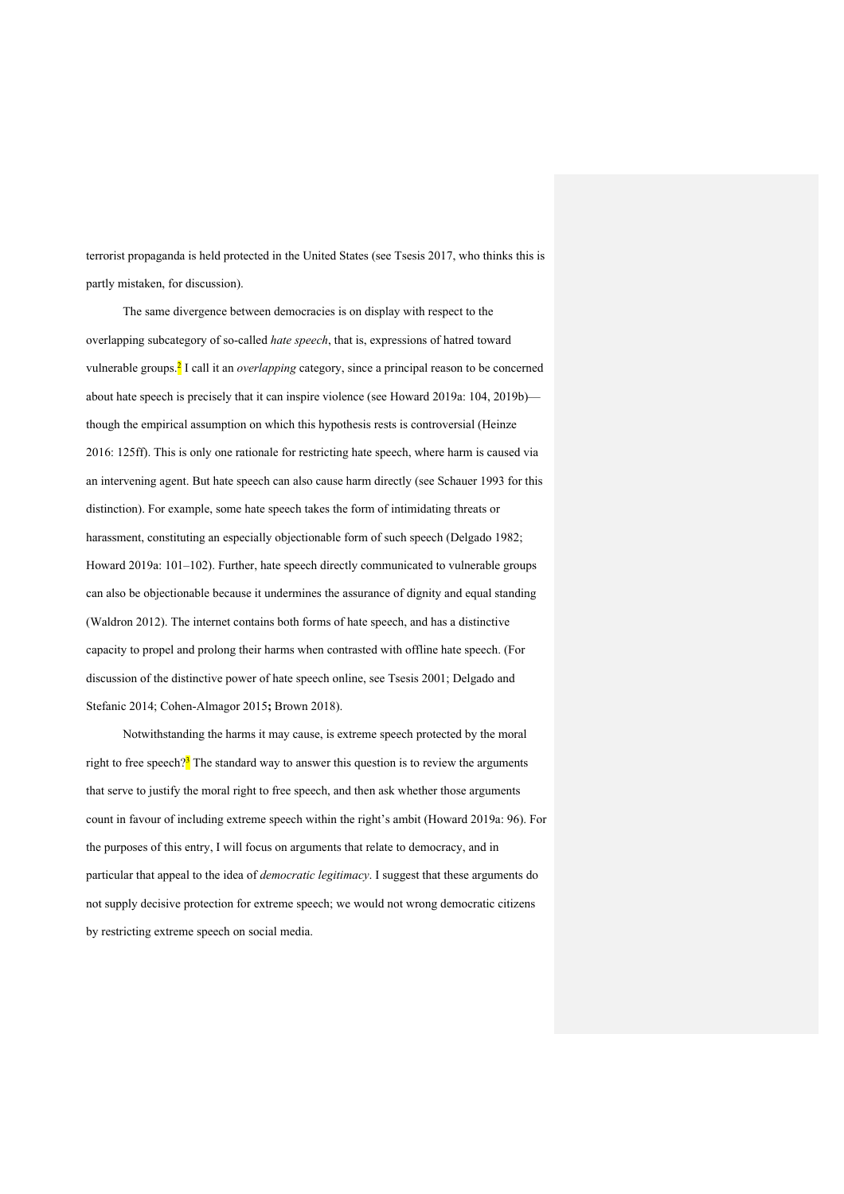terrorist propaganda is held protected in the United States (see Tsesis 2017, who thinks this is partly mistaken, for discussion).

The same divergence between democracies is on display with respect to the overlapping subcategory of so-called *hate speech*, that is, expressions of hatred toward vulnerable groups.[2] I call it an *overlapping* category, since a principal reason to be concerned about hate speech is precisely that it can inspire violence (see Howard 2019a: 104, 2019b)—though the empirical assumption on which this hypothesis rests is controversial (Heinze 2016: 125ff). This is only one rationale for restricting hate speech, where harm is caused via an intervening agent. But hate speech can also cause harm directly (see Schauer 1993 for this distinction). For example, some hate speech takes the form of intimidating threats or harassment, constituting an especially objectionable form of such speech (Delgado 1982; Howard 2019a: 101–102). Further, hate speech directly communicated to vulnerable groups can also be objectionable because it undermines the assurance of dignity and equal standing (Waldron 2012). The internet contains both forms of hate speech, and has a distinctive capacity to propel and prolong their harms when contrasted with offline hate speech. (For discussion of the distinctive power of hate speech online, see Tsesis 2001; Delgado and Stefanic 2014; Cohen-Almagor 2015**;** Brown 2018).

Notwithstanding the harms it may cause, is extreme speech protected by the moral right to free speech?[3] The standard way to answer this question is to review the arguments that serve to justify the moral right to free speech, and then ask whether those arguments count in favour of including extreme speech within the right's ambit (Howard 2019a: 96). For the purposes of this entry, I will focus on arguments that relate to democracy, and in particular that appeal to the idea of *democratic legitimacy*. I suggest that these arguments do not supply decisive protection for extreme speech; we would not wrong democratic citizens by restricting extreme speech on social media.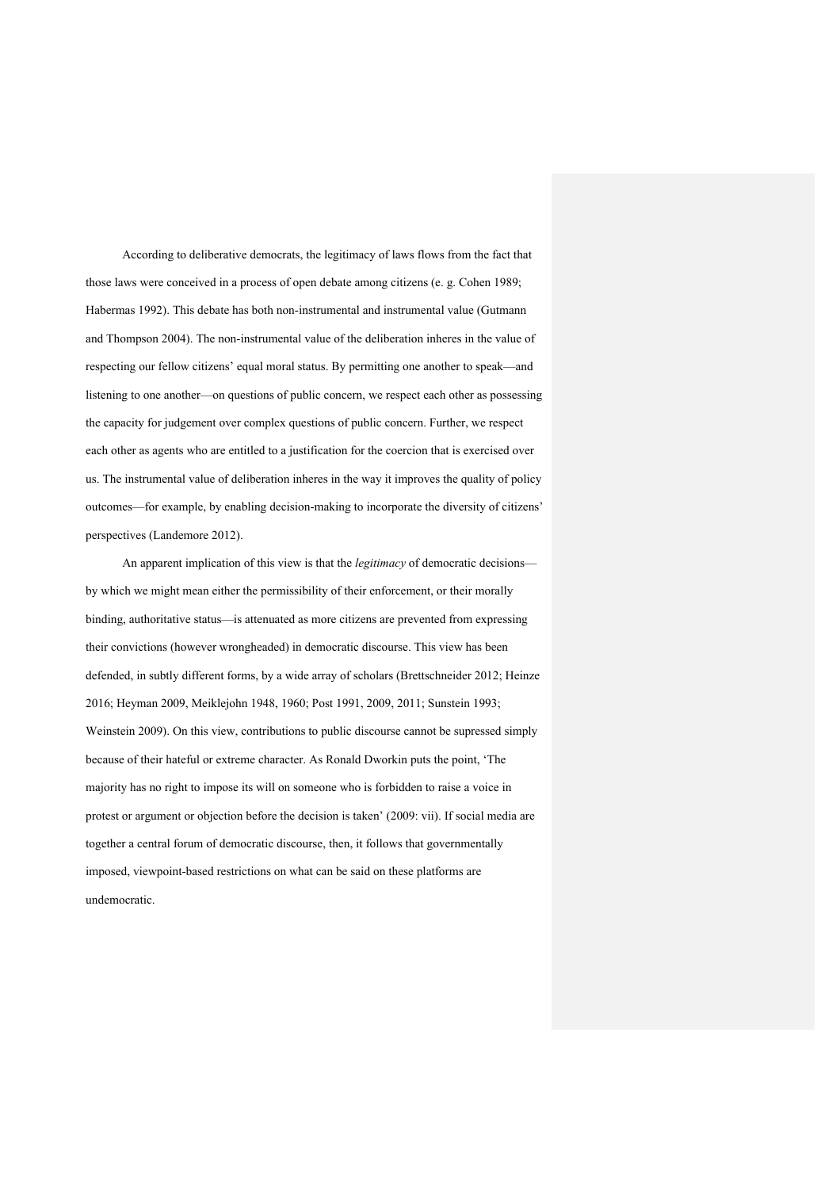According to deliberative democrats, the legitimacy of laws flows from the fact that those laws were conceived in a process of open debate among citizens (e. g. Cohen 1989; Habermas 1992). This debate has both non-instrumental and instrumental value (Gutmann and Thompson 2004). The non-instrumental value of the deliberation inheres in the value of respecting our fellow citizens' equal moral status. By permitting one another to speak—and listening to one another—on questions of public concern, we respect each other as possessing the capacity for judgement over complex questions of public concern. Further, we respect each other as agents who are entitled to a justification for the coercion that is exercised over us. The instrumental value of deliberation inheres in the way it improves the quality of policy outcomes—for example, by enabling decision-making to incorporate the diversity of citizens' perspectives (Landemore 2012).

An apparent implication of this view is that the *legitimacy* of democratic decisions—by which we might mean either the permissibility of their enforcement, or their morally binding, authoritative status—is attenuated as more citizens are prevented from expressing their convictions (however wrongheaded) in democratic discourse. This view has been defended, in subtly different forms, by a wide array of scholars (Brettschneider 2012; Heinze 2016; Heyman 2009, Meiklejohn 1948, 1960; Post 1991, 2009, 2011; Sunstein 1993; Weinstein 2009). On this view, contributions to public discourse cannot be supressed simply because of their hateful or extreme character. As Ronald Dworkin puts the point, 'The majority has no right to impose its will on someone who is forbidden to raise a voice in protest or argument or objection before the decision is taken' (2009: vii). If social media are together a central forum of democratic discourse, then, it follows that governmentally imposed, viewpoint-based restrictions on what can be said on these platforms are undemocratic.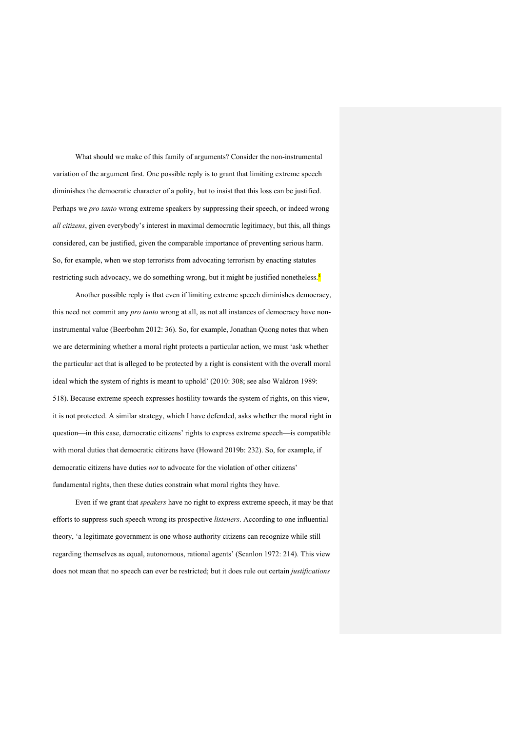What should we make of this family of arguments? Consider the non-instrumental variation of the argument first. One possible reply is to grant that limiting extreme speech diminishes the democratic character of a polity, but to insist that this loss can be justified. Perhaps we *pro tanto* wrong extreme speakers by suppressing their speech, or indeed wrong *all citizens*, given everybody's interest in maximal democratic legitimacy, but this, all things considered, can be justified, given the comparable importance of preventing serious harm. So, for example, when we stop terrorists from advocating terrorism by enacting statutes restricting such advocacy, we do something wrong, but it might be justified nonetheless.[4]

Another possible reply is that even if limiting extreme speech diminishes democracy, this need not commit any *pro tanto* wrong at all, as not all instances of democracy have non-instrumental value (Beerbohm 2012: 36). So, for example, Jonathan Quong notes that when we are determining whether a moral right protects a particular action, we must 'ask whether the particular act that is alleged to be protected by a right is consistent with the overall moral ideal which the system of rights is meant to uphold' (2010: 308; see also Waldron 1989: 518). Because extreme speech expresses hostility towards the system of rights, on this view, it is not protected. A similar strategy, which I have defended, asks whether the moral right in question—in this case, democratic citizens' rights to express extreme speech—is compatible with moral duties that democratic citizens have (Howard 2019b: 232). So, for example, if democratic citizens have duties *not* to advocate for the violation of other citizens' fundamental rights, then these duties constrain what moral rights they have.

Even if we grant that *speakers* have no right to express extreme speech, it may be that efforts to suppress such speech wrong its prospective *listeners*. According to one influential theory, 'a legitimate government is one whose authority citizens can recognize while still regarding themselves as equal, autonomous, rational agents' (Scanlon 1972: 214). This view does not mean that no speech can ever be restricted; but it does rule out certain *justifications*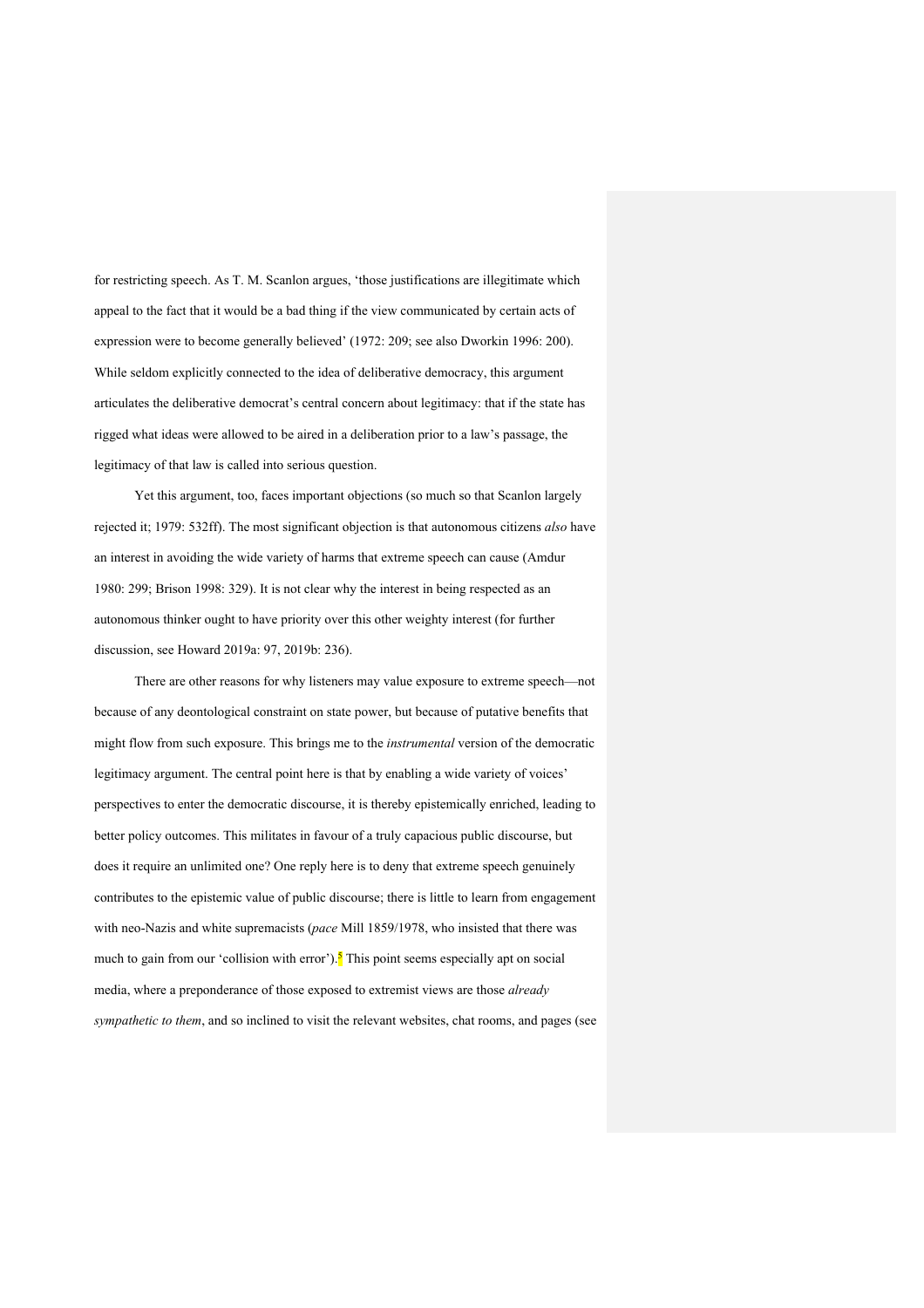for restricting speech. As T. M. Scanlon argues, 'those justifications are illegitimate which appeal to the fact that it would be a bad thing if the view communicated by certain acts of expression were to become generally believed' (1972: 209; see also Dworkin 1996: 200). While seldom explicitly connected to the idea of deliberative democracy, this argument articulates the deliberative democrat's central concern about legitimacy: that if the state has rigged what ideas were allowed to be aired in a deliberation prior to a law's passage, the legitimacy of that law is called into serious question.

Yet this argument, too, faces important objections (so much so that Scanlon largely rejected it; 1979: 532ff). The most significant objection is that autonomous citizens *also* have an interest in avoiding the wide variety of harms that extreme speech can cause (Amdur 1980: 299; Brison 1998: 329). It is not clear why the interest in being respected as an autonomous thinker ought to have priority over this other weighty interest (for further discussion, see Howard 2019a: 97, 2019b: 236).

There are other reasons for why listeners may value exposure to extreme speech—not because of any deontological constraint on state power, but because of putative benefits that might flow from such exposure. This brings me to the *instrumental* version of the democratic legitimacy argument. The central point here is that by enabling a wide variety of voices' perspectives to enter the democratic discourse, it is thereby epistemically enriched, leading to better policy outcomes. This militates in favour of a truly capacious public discourse, but does it require an unlimited one? One reply here is to deny that extreme speech genuinely contributes to the epistemic value of public discourse; there is little to learn from engagement with neo-Nazis and white supremacists (*pace* Mill 1859/1978, who insisted that there was much to gain from our 'collision with error').[5] This point seems especially apt on social media, where a preponderance of those exposed to extremist views are those *already sympathetic to them*, and so inclined to visit the relevant websites, chat rooms, and pages (see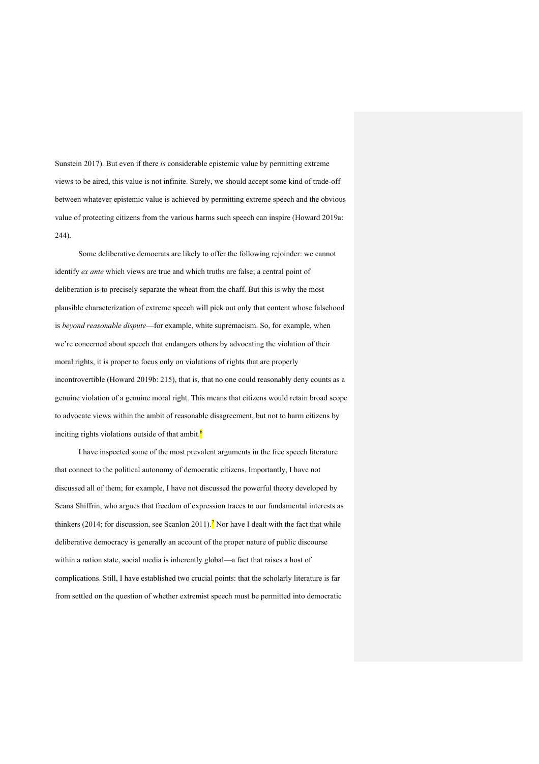Sunstein 2017). But even if there *is* considerable epistemic value by permitting extreme views to be aired, this value is not infinite. Surely, we should accept some kind of trade-off between whatever epistemic value is achieved by permitting extreme speech and the obvious value of protecting citizens from the various harms such speech can inspire (Howard 2019a: 244).

Some deliberative democrats are likely to offer the following rejoinder: we cannot identify *ex ante* which views are true and which truths are false; a central point of deliberation is to precisely separate the wheat from the chaff. But this is why the most plausible characterization of extreme speech will pick out only that content whose falsehood is *beyond reasonable dispute*—for example, white supremacism. So, for example, when we're concerned about speech that endangers others by advocating the violation of their moral rights, it is proper to focus only on violations of rights that are properly incontrovertible (Howard 2019b: 215), that is, that no one could reasonably deny counts as a genuine violation of a genuine moral right. This means that citizens would retain broad scope to advocate views within the ambit of reasonable disagreement, but not to harm citizens by inciting rights violations outside of that ambit.[6]

I have inspected some of the most prevalent arguments in the free speech literature that connect to the political autonomy of democratic citizens. Importantly, I have not discussed all of them; for example, I have not discussed the powerful theory developed by Seana Shiffrin, who argues that freedom of expression traces to our fundamental interests as thinkers (2014; for discussion, see Scanlon 2011).[7] Nor have I dealt with the fact that while deliberative democracy is generally an account of the proper nature of public discourse within a nation state, social media is inherently global—a fact that raises a host of complications. Still, I have established two crucial points: that the scholarly literature is far from settled on the question of whether extremist speech must be permitted into democratic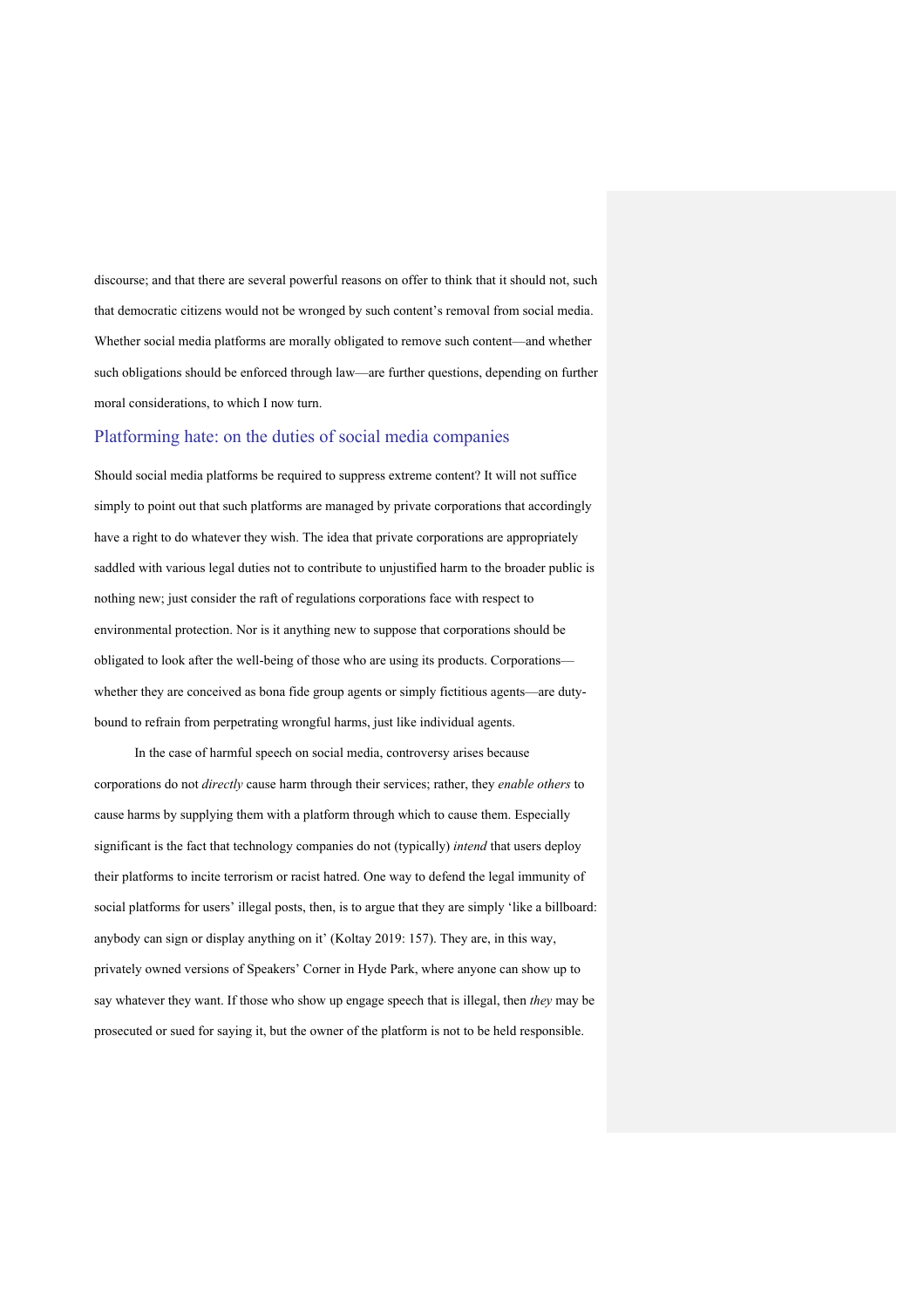discourse; and that there are several powerful reasons on offer to think that it should not, such that democratic citizens would not be wronged by such content's removal from social media. Whether social media platforms are morally obligated to remove such content—and whether such obligations should be enforced through law—are further questions, depending on further moral considerations, to which I now turn.

## Platforming hate: on the duties of social media companies

Should social media platforms be required to suppress extreme content? It will not suffice simply to point out that such platforms are managed by private corporations that accordingly have a right to do whatever they wish. The idea that private corporations are appropriately saddled with various legal duties not to contribute to unjustified harm to the broader public is nothing new; just consider the raft of regulations corporations face with respect to environmental protection. Nor is it anything new to suppose that corporations should be obligated to look after the well-being of those who are using its products. Corporations—whether they are conceived as bona fide group agents or simply fictitious agents—are duty-bound to refrain from perpetrating wrongful harms, just like individual agents.

In the case of harmful speech on social media, controversy arises because corporations do not *directly* cause harm through their services; rather, they *enable others* to cause harms by supplying them with a platform through which to cause them. Especially significant is the fact that technology companies do not (typically) *intend* that users deploy their platforms to incite terrorism or racist hatred. One way to defend the legal immunity of social platforms for users' illegal posts, then, is to argue that they are simply 'like a billboard: anybody can sign or display anything on it' (Koltay 2019: 157). They are, in this way, privately owned versions of Speakers' Corner in Hyde Park, where anyone can show up to say whatever they want. If those who show up engage speech that is illegal, then *they* may be prosecuted or sued for saying it, but the owner of the platform is not to be held responsible.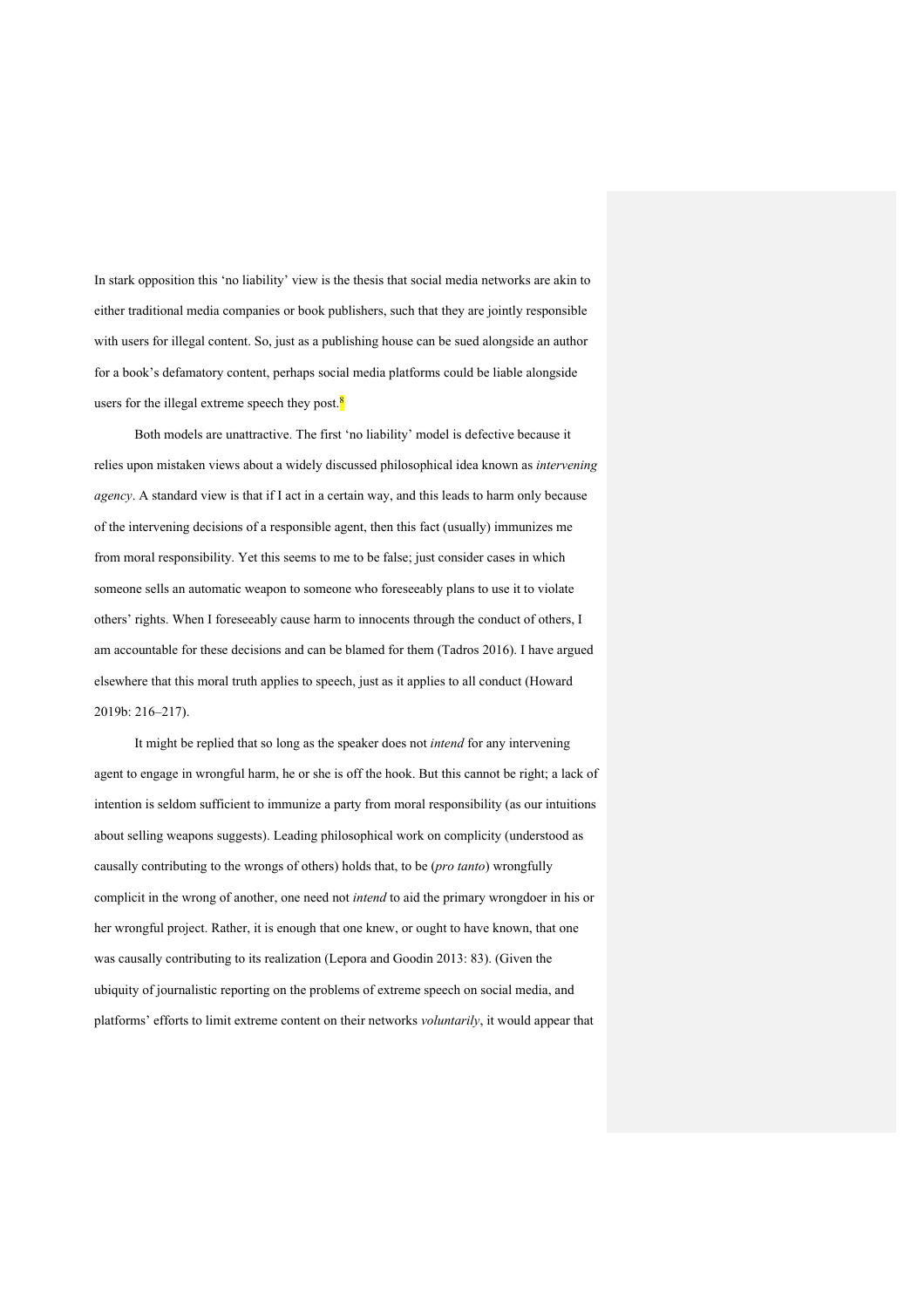In stark opposition this 'no liability' view is the thesis that social media networks are akin to either traditional media companies or book publishers, such that they are jointly responsible with users for illegal content. So, just as a publishing house can be sued alongside an author for a book's defamatory content, perhaps social media platforms could be liable alongside users for the illegal extreme speech they post.[8]

Both models are unattractive. The first 'no liability' model is defective because it relies upon mistaken views about a widely discussed philosophical idea known as *intervening agency*. A standard view is that if I act in a certain way, and this leads to harm only because of the intervening decisions of a responsible agent, then this fact (usually) immunizes me from moral responsibility. Yet this seems to me to be false; just consider cases in which someone sells an automatic weapon to someone who foreseeably plans to use it to violate others' rights. When I foreseeably cause harm to innocents through the conduct of others, I am accountable for these decisions and can be blamed for them (Tadros 2016). I have argued elsewhere that this moral truth applies to speech, just as it applies to all conduct (Howard 2019b: 216–217).

It might be replied that so long as the speaker does not *intend* for any intervening agent to engage in wrongful harm, he or she is off the hook. But this cannot be right; a lack of intention is seldom sufficient to immunize a party from moral responsibility (as our intuitions about selling weapons suggests). Leading philosophical work on complicity (understood as causally contributing to the wrongs of others) holds that, to be (*pro tanto*) wrongfully complicit in the wrong of another, one need not *intend* to aid the primary wrongdoer in his or her wrongful project. Rather, it is enough that one knew, or ought to have known, that one was causally contributing to its realization (Lepora and Goodin 2013: 83). (Given the ubiquity of journalistic reporting on the problems of extreme speech on social media, and platforms' efforts to limit extreme content on their networks *voluntarily*, it would appear that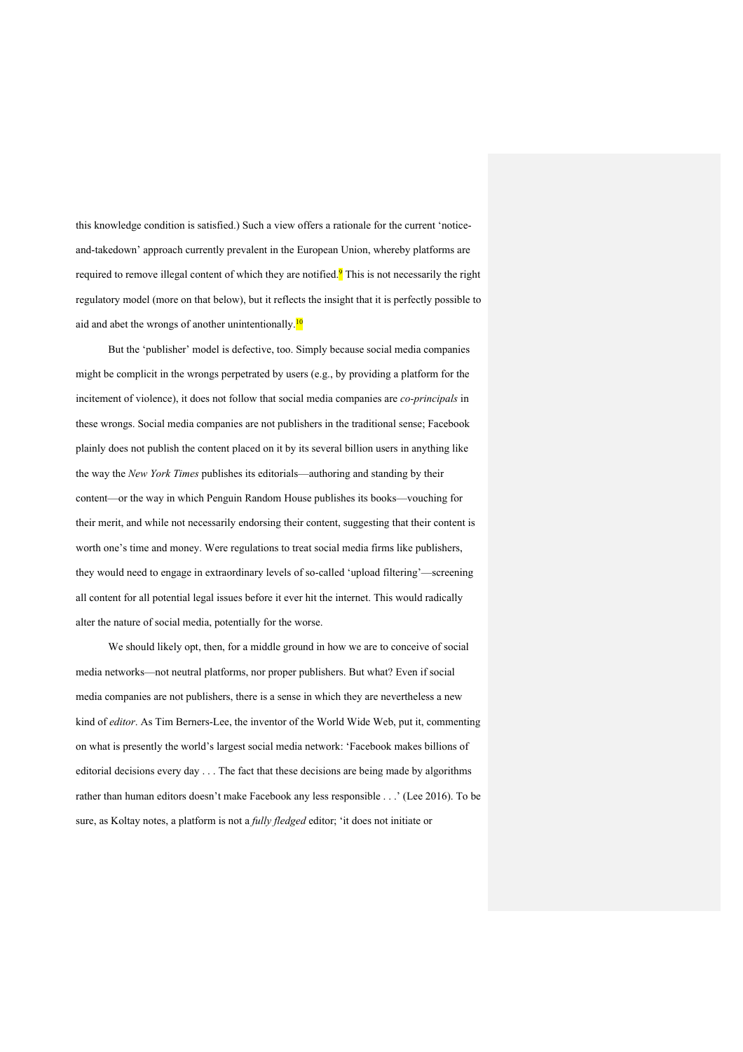this knowledge condition is satisfied.) Such a view offers a rationale for the current 'notice-and-takedown' approach currently prevalent in the European Union, whereby platforms are required to remove illegal content of which they are notified.[9] This is not necessarily the right regulatory model (more on that below), but it reflects the insight that it is perfectly possible to aid and abet the wrongs of another unintentionally.[10]

But the 'publisher' model is defective, too. Simply because social media companies might be complicit in the wrongs perpetrated by users (e.g., by providing a platform for the incitement of violence), it does not follow that social media companies are *co-principals* in these wrongs. Social media companies are not publishers in the traditional sense; Facebook plainly does not publish the content placed on it by its several billion users in anything like the way the *New York Times* publishes its editorials—authoring and standing by their content—or the way in which Penguin Random House publishes its books—vouching for their merit, and while not necessarily endorsing their content, suggesting that their content is worth one's time and money. Were regulations to treat social media firms like publishers, they would need to engage in extraordinary levels of so-called 'upload filtering'—screening all content for all potential legal issues before it ever hit the internet. This would radically alter the nature of social media, potentially for the worse.

We should likely opt, then, for a middle ground in how we are to conceive of social media networks—not neutral platforms, nor proper publishers. But what? Even if social media companies are not publishers, there is a sense in which they are nevertheless a new kind of *editor*. As Tim Berners-Lee, the inventor of the World Wide Web, put it, commenting on what is presently the world's largest social media network: 'Facebook makes billions of editorial decisions every day . . . The fact that these decisions are being made by algorithms rather than human editors doesn't make Facebook any less responsible . . .' (Lee 2016). To be sure, as Koltay notes, a platform is not a *fully fledged* editor; 'it does not initiate or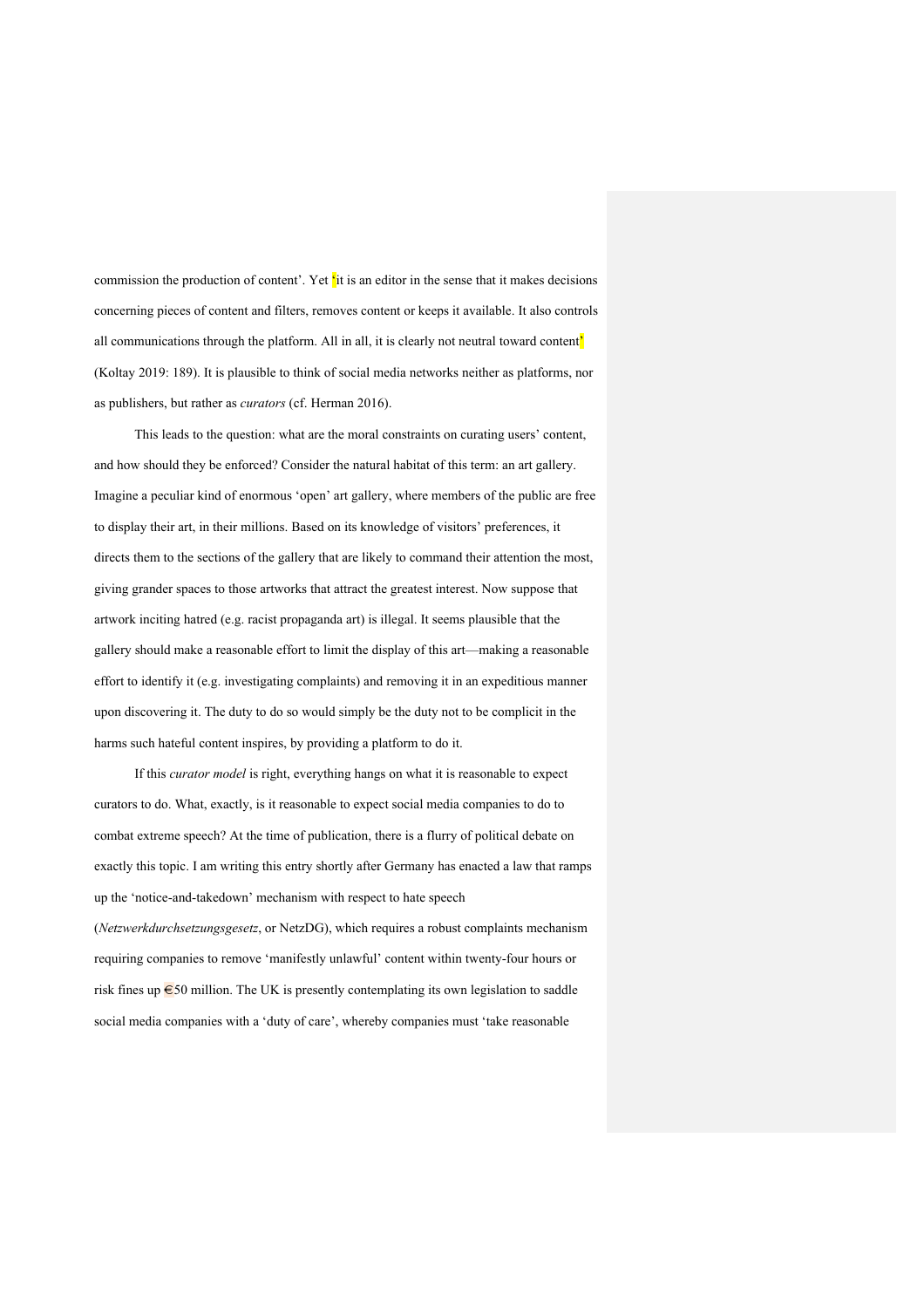commission the production of content'. Yet 'it is an editor in the sense that it makes decisions concerning pieces of content and filters, removes content or keeps it available. It also controls all communications through the platform. All in all, it is clearly not neutral toward content' (Koltay 2019: 189). It is plausible to think of social media networks neither as platforms, nor as publishers, but rather as *curators* (cf. Herman 2016).

This leads to the question: what are the moral constraints on curating users' content, and how should they be enforced? Consider the natural habitat of this term: an art gallery. Imagine a peculiar kind of enormous 'open' art gallery, where members of the public are free to display their art, in their millions. Based on its knowledge of visitors' preferences, it directs them to the sections of the gallery that are likely to command their attention the most, giving grander spaces to those artworks that attract the greatest interest. Now suppose that artwork inciting hatred (e.g. racist propaganda art) is illegal. It seems plausible that the gallery should make a reasonable effort to limit the display of this art—making a reasonable effort to identify it (e.g. investigating complaints) and removing it in an expeditious manner upon discovering it. The duty to do so would simply be the duty not to be complicit in the harms such hateful content inspires, by providing a platform to do it.

If this *curator model* is right, everything hangs on what it is reasonable to expect curators to do. What, exactly, is it reasonable to expect social media companies to do to combat extreme speech? At the time of publication, there is a flurry of political debate on exactly this topic. I am writing this entry shortly after Germany has enacted a law that ramps up the 'notice-and-takedown' mechanism with respect to hate speech (*Netzwerkdurchsetzungsgesetz*, or NetzDG), which requires a robust complaints mechanism requiring companies to remove 'manifestly unlawful' content within twenty-four hours or risk fines up €50 million. The UK is presently contemplating its own legislation to saddle social media companies with a 'duty of care', whereby companies must 'take reasonable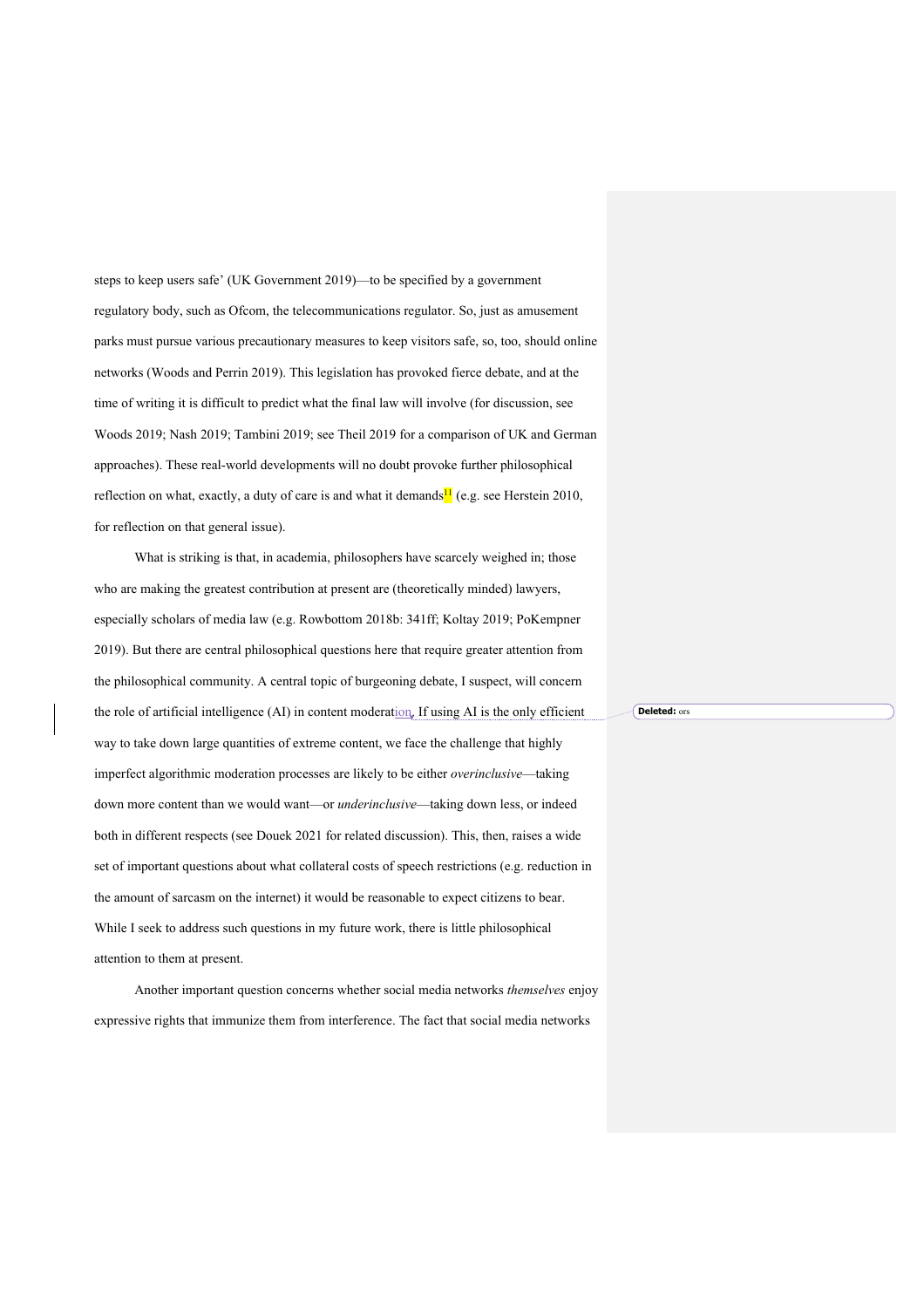steps to keep users safe' (UK Government 2019)—to be specified by a government regulatory body, such as Ofcom, the telecommunications regulator. So, just as amusement parks must pursue various precautionary measures to keep visitors safe, so, too, should online networks (Woods and Perrin 2019). This legislation has provoked fierce debate, and at the time of writing it is difficult to predict what the final law will involve (for discussion, see Woods 2019; Nash 2019; Tambini 2019; see Theil 2019 for a comparison of UK and German approaches). These real-world developments will no doubt provoke further philosophical reflection on what, exactly, a duty of care is and what it demands[11] (e.g. see Herstein 2010, for reflection on that general issue).

What is striking is that, in academia, philosophers have scarcely weighed in; those who are making the greatest contribution at present are (theoretically minded) lawyers, especially scholars of media law (e.g. Rowbottom 2018b: 341ff; Koltay 2019; PoKempner 2019). But there are central philosophical questions here that require greater attention from the philosophical community. A central topic of burgeoning debate, I suspect, will concern the role of artificial intelligence (AI) in content moderation. If using AI is the only efficient way to take down large quantities of extreme content, we face the challenge that highly imperfect algorithmic moderation processes are likely to be either *overinclusive*—taking down more content than we would want—or *underinclusive*—taking down less, or indeed both in different respects (see Douek 2021 for related discussion). This, then, raises a wide set of important questions about what collateral costs of speech restrictions (e.g. reduction in the amount of sarcasm on the internet) it would be reasonable to expect citizens to bear. While I seek to address such questions in my future work, there is little philosophical attention to them at present.

Another important question concerns whether social media networks *themselves* enjoy expressive rights that immunize them from interference. The fact that social media networks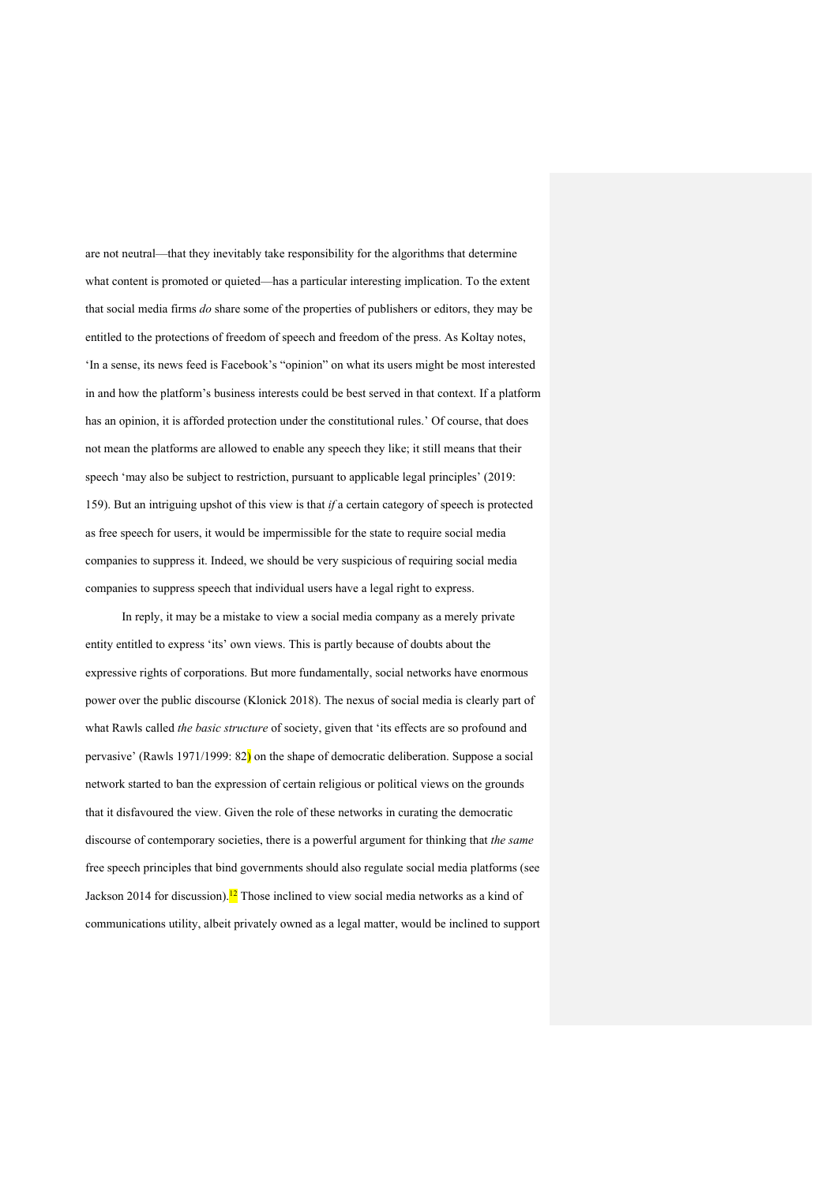are not neutral—that they inevitably take responsibility for the algorithms that determine what content is promoted or quieted—has a particular interesting implication. To the extent that social media firms *do* share some of the properties of publishers or editors, they may be entitled to the protections of freedom of speech and freedom of the press. As Koltay notes, 'In a sense, its news feed is Facebook's "opinion" on what its users might be most interested in and how the platform's business interests could be best served in that context. If a platform has an opinion, it is afforded protection under the constitutional rules.' Of course, that does not mean the platforms are allowed to enable any speech they like; it still means that their speech 'may also be subject to restriction, pursuant to applicable legal principles' (2019: 159). But an intriguing upshot of this view is that *if* a certain category of speech is protected as free speech for users, it would be impermissible for the state to require social media companies to suppress it. Indeed, we should be very suspicious of requiring social media companies to suppress speech that individual users have a legal right to express.

In reply, it may be a mistake to view a social media company as a merely private entity entitled to express 'its' own views. This is partly because of doubts about the expressive rights of corporations. But more fundamentally, social networks have enormous power over the public discourse (Klonick 2018). The nexus of social media is clearly part of what Rawls called *the basic structure* of society, given that 'its effects are so profound and pervasive' (Rawls 1971/1999: 82) on the shape of democratic deliberation. Suppose a social network started to ban the expression of certain religious or political views on the grounds that it disfavoured the view. Given the role of these networks in curating the democratic discourse of contemporary societies, there is a powerful argument for thinking that *the same* free speech principles that bind governments should also regulate social media platforms (see Jackson 2014 for discussion).[12] Those inclined to view social media networks as a kind of communications utility, albeit privately owned as a legal matter, would be inclined to support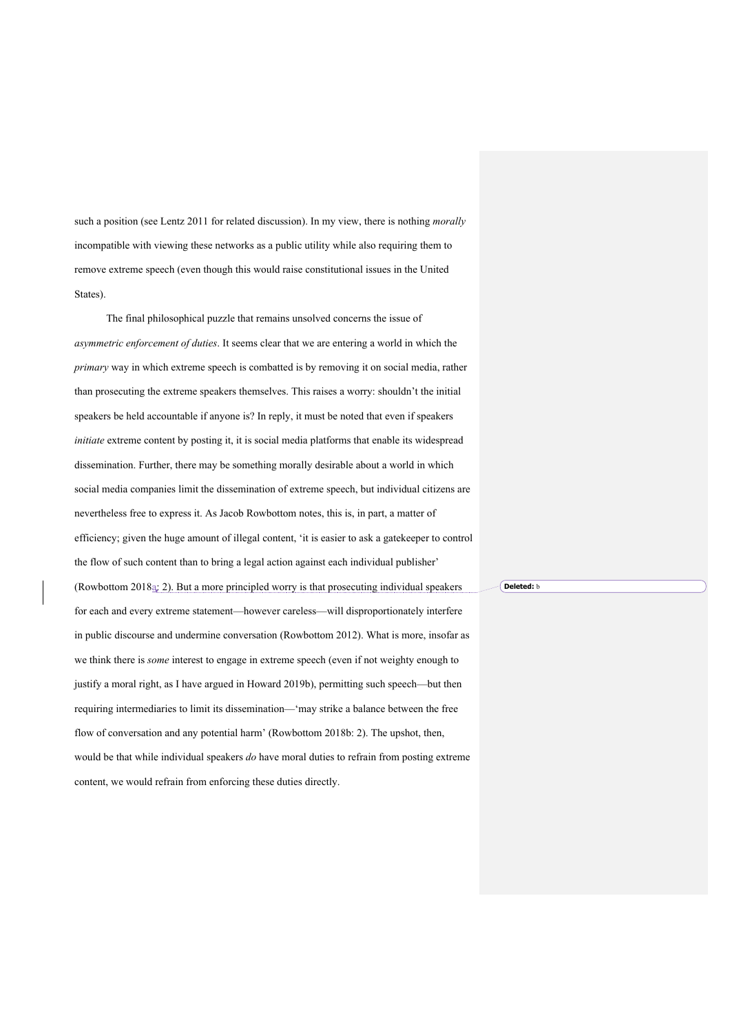such a position (see Lentz 2011 for related discussion). In my view, there is nothing *morally* incompatible with viewing these networks as a public utility while also requiring them to remove extreme speech (even though this would raise constitutional issues in the United States).

The final philosophical puzzle that remains unsolved concerns the issue of *asymmetric enforcement of duties*. It seems clear that we are entering a world in which the *primary* way in which extreme speech is combatted is by removing it on social media, rather than prosecuting the extreme speakers themselves. This raises a worry: shouldn't the initial speakers be held accountable if anyone is? In reply, it must be noted that even if speakers *initiate* extreme content by posting it, it is social media platforms that enable its widespread dissemination. Further, there may be something morally desirable about a world in which social media companies limit the dissemination of extreme speech, but individual citizens are nevertheless free to express it. As Jacob Rowbottom notes, this is, in part, a matter of efficiency; given the huge amount of illegal content, 'it is easier to ask a gatekeeper to control the flow of such content than to bring a legal action against each individual publisher' (Rowbottom 2018a: 2). But a more principled worry is that prosecuting individual speakers for each and every extreme statement—however careless—will disproportionately interfere in public discourse and undermine conversation (Rowbottom 2012). What is more, insofar as we think there is *some* interest to engage in extreme speech (even if not weighty enough to justify a moral right, as I have argued in Howard 2019b), permitting such speech—but then requiring intermediaries to limit its dissemination—'may strike a balance between the free flow of conversation and any potential harm' (Rowbottom 2018b: 2). The upshot, then, would be that while individual speakers *do* have moral duties to refrain from posting extreme content, we would refrain from enforcing these duties directly.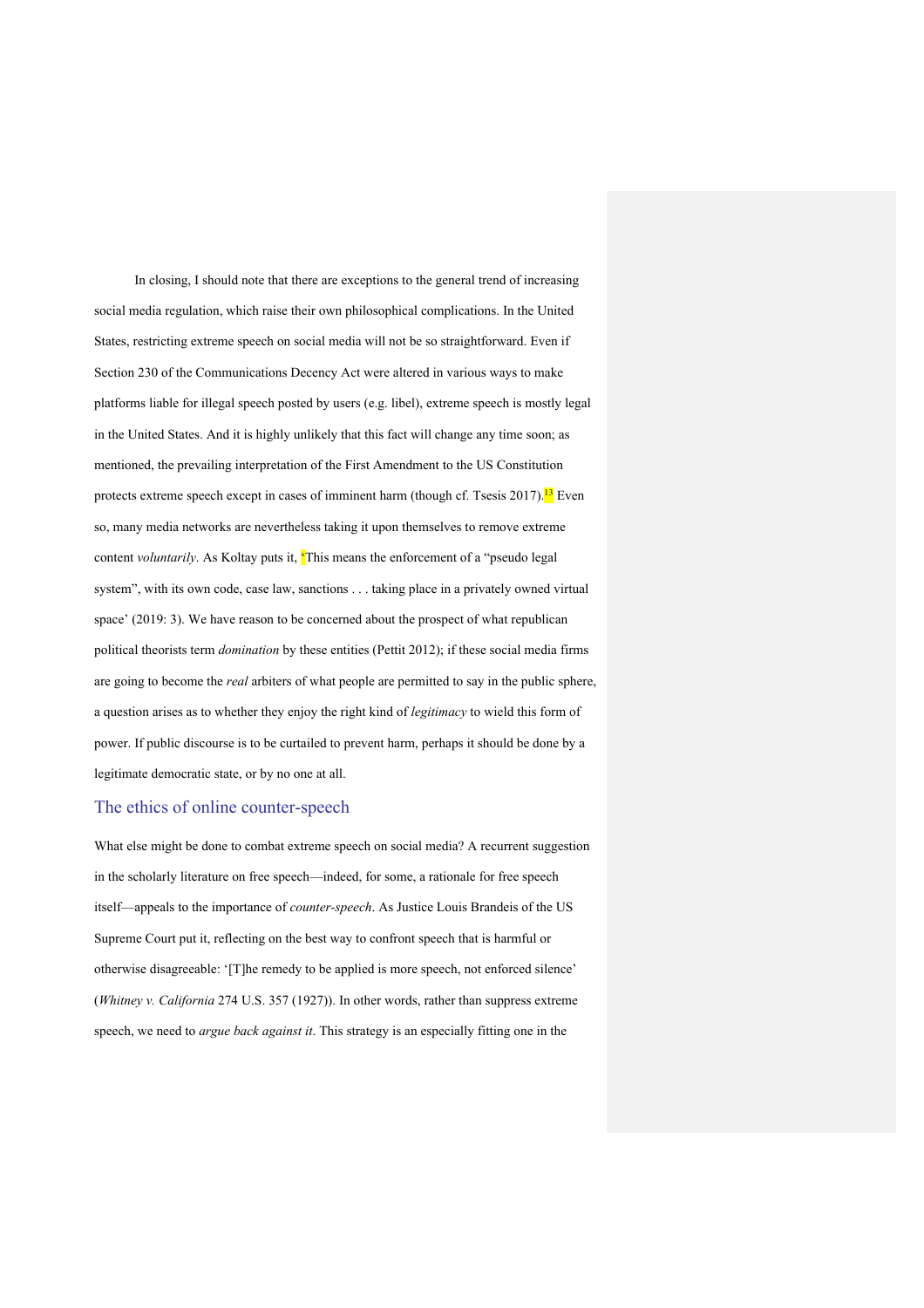In closing, I should note that there are exceptions to the general trend of increasing social media regulation, which raise their own philosophical complications. In the United States, restricting extreme speech on social media will not be so straightforward. Even if Section 230 of the Communications Decency Act were altered in various ways to make platforms liable for illegal speech posted by users (e.g. libel), extreme speech is mostly legal in the United States. And it is highly unlikely that this fact will change any time soon; as mentioned, the prevailing interpretation of the First Amendment to the US Constitution protects extreme speech except in cases of imminent harm (though cf. Tsesis 2017).[13] Even so, many media networks are nevertheless taking it upon themselves to remove extreme content *voluntarily*. As Koltay puts it, 'This means the enforcement of a "pseudo legal system", with its own code, case law, sanctions . . . taking place in a privately owned virtual space' (2019: 3). We have reason to be concerned about the prospect of what republican political theorists term *domination* by these entities (Pettit 2012); if these social media firms are going to become the *real* arbiters of what people are permitted to say in the public sphere, a question arises as to whether they enjoy the right kind of *legitimacy* to wield this form of power. If public discourse is to be curtailed to prevent harm, perhaps it should be done by a legitimate democratic state, or by no one at all.

## The ethics of online counter-speech

What else might be done to combat extreme speech on social media? A recurrent suggestion in the scholarly literature on free speech—indeed, for some, a rationale for free speech itself—appeals to the importance of *counter-speech*. As Justice Louis Brandeis of the US Supreme Court put it, reflecting on the best way to confront speech that is harmful or otherwise disagreeable: '[T]he remedy to be applied is more speech, not enforced silence' (*Whitney v. California* 274 U.S. 357 (1927)). In other words, rather than suppress extreme speech, we need to *argue back against it*. This strategy is an especially fitting one in the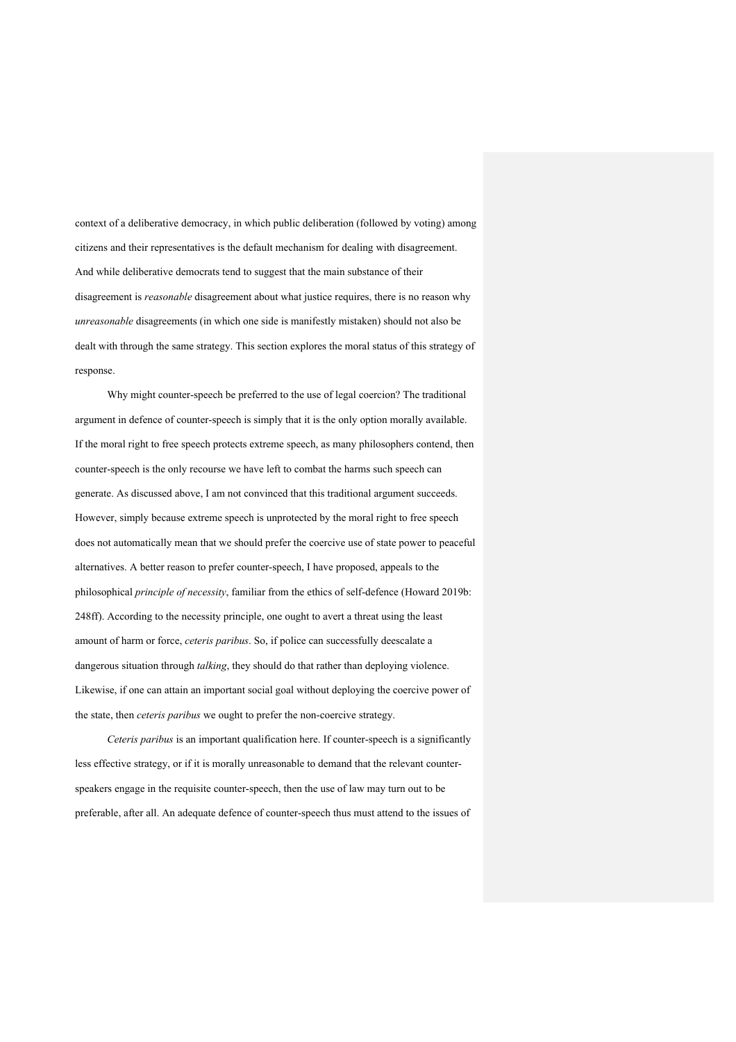context of a deliberative democracy, in which public deliberation (followed by voting) among citizens and their representatives is the default mechanism for dealing with disagreement. And while deliberative democrats tend to suggest that the main substance of their disagreement is *reasonable* disagreement about what justice requires, there is no reason why *unreasonable* disagreements (in which one side is manifestly mistaken) should not also be dealt with through the same strategy. This section explores the moral status of this strategy of response.

Why might counter-speech be preferred to the use of legal coercion? The traditional argument in defence of counter-speech is simply that it is the only option morally available. If the moral right to free speech protects extreme speech, as many philosophers contend, then counter-speech is the only recourse we have left to combat the harms such speech can generate. As discussed above, I am not convinced that this traditional argument succeeds. However, simply because extreme speech is unprotected by the moral right to free speech does not automatically mean that we should prefer the coercive use of state power to peaceful alternatives. A better reason to prefer counter-speech, I have proposed, appeals to the philosophical *principle of necessity*, familiar from the ethics of self-defence (Howard 2019b: 248ff). According to the necessity principle, one ought to avert a threat using the least amount of harm or force, *ceteris paribus*. So, if police can successfully deescalate a dangerous situation through *talking*, they should do that rather than deploying violence. Likewise, if one can attain an important social goal without deploying the coercive power of the state, then *ceteris paribus* we ought to prefer the non-coercive strategy.

*Ceteris paribus* is an important qualification here. If counter-speech is a significantly less effective strategy, or if it is morally unreasonable to demand that the relevant counter-speakers engage in the requisite counter-speech, then the use of law may turn out to be preferable, after all. An adequate defence of counter-speech thus must attend to the issues of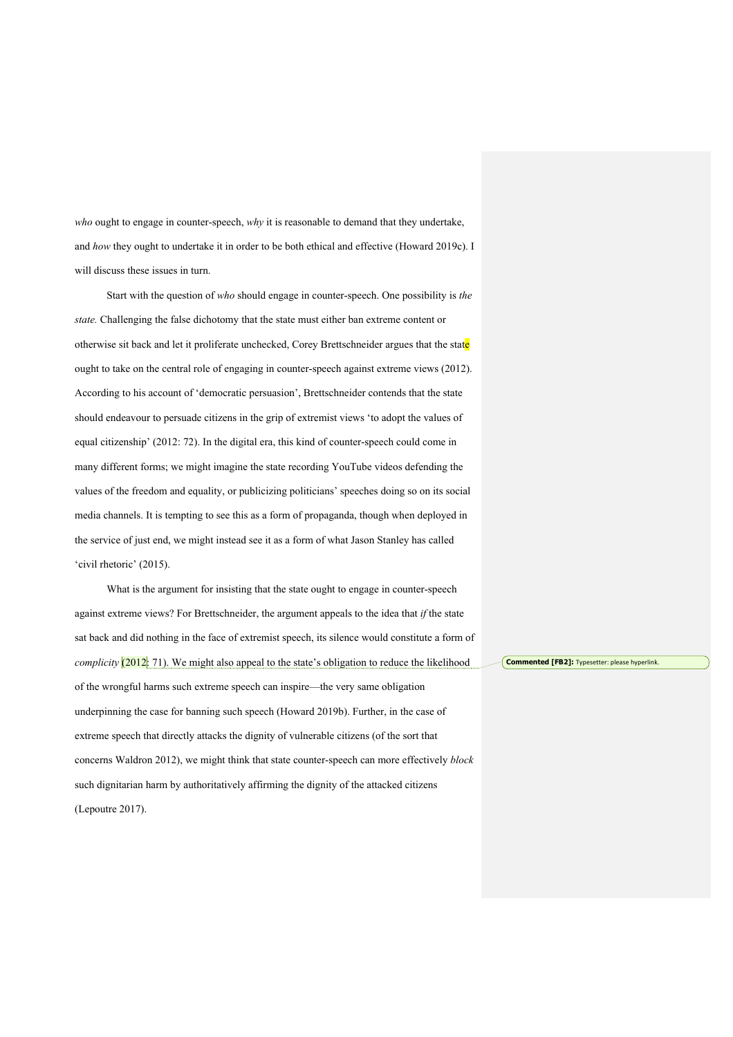*who* ought to engage in counter-speech, *why* it is reasonable to demand that they undertake, and *how* they ought to undertake it in order to be both ethical and effective (Howard 2019c). I will discuss these issues in turn.

Start with the question of *who* should engage in counter-speech. One possibility is *the state.* Challenging the false dichotomy that the state must either ban extreme content or otherwise sit back and let it proliferate unchecked, Corey Brettschneider argues that the state ought to take on the central role of engaging in counter-speech against extreme views (2012). According to his account of 'democratic persuasion', Brettschneider contends that the state should endeavour to persuade citizens in the grip of extremist views 'to adopt the values of equal citizenship' (2012: 72). In the digital era, this kind of counter-speech could come in many different forms; we might imagine the state recording YouTube videos defending the values of the freedom and equality, or publicizing politicians' speeches doing so on its social media channels. It is tempting to see this as a form of propaganda, though when deployed in the service of just end, we might instead see it as a form of what Jason Stanley has called 'civil rhetoric' (2015).

What is the argument for insisting that the state ought to engage in counter-speech against extreme views? For Brettschneider, the argument appeals to the idea that *if* the state sat back and did nothing in the face of extremist speech, its silence would constitute a form of *complicity* (2012: 71). We might also appeal to the state's obligation to reduce the likelihood of the wrongful harms such extreme speech can inspire—the very same obligation underpinning the case for banning such speech (Howard 2019b). Further, in the case of extreme speech that directly attacks the dignity of vulnerable citizens (of the sort that concerns Waldron 2012), we might think that state counter-speech can more effectively *block* such dignitarian harm by authoritatively affirming the dignity of the attacked citizens (Lepoutre 2017).

**Commented [FB2]:** Typesetter: please hyperlink.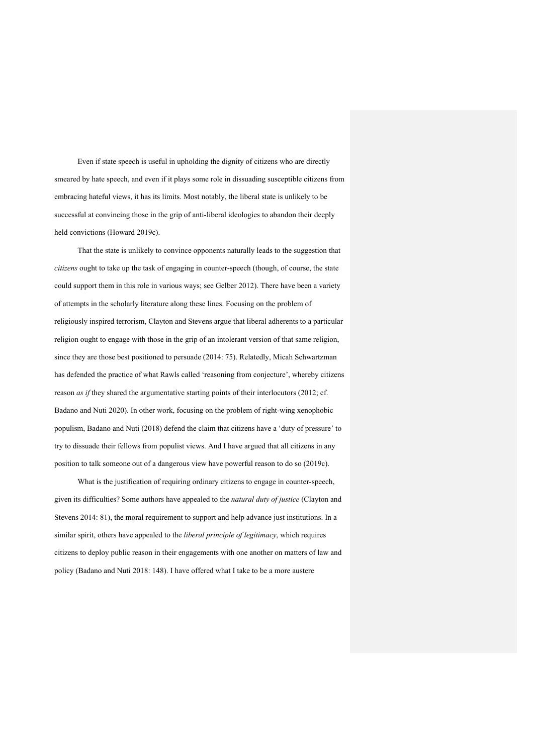Even if state speech is useful in upholding the dignity of citizens who are directly smeared by hate speech, and even if it plays some role in dissuading susceptible citizens from embracing hateful views, it has its limits. Most notably, the liberal state is unlikely to be successful at convincing those in the grip of anti-liberal ideologies to abandon their deeply held convictions (Howard 2019c).

That the state is unlikely to convince opponents naturally leads to the suggestion that *citizens* ought to take up the task of engaging in counter-speech (though, of course, the state could support them in this role in various ways; see Gelber 2012). There have been a variety of attempts in the scholarly literature along these lines. Focusing on the problem of religiously inspired terrorism, Clayton and Stevens argue that liberal adherents to a particular religion ought to engage with those in the grip of an intolerant version of that same religion, since they are those best positioned to persuade (2014: 75). Relatedly, Micah Schwartzman has defended the practice of what Rawls called 'reasoning from conjecture', whereby citizens reason *as if* they shared the argumentative starting points of their interlocutors (2012; cf. Badano and Nuti 2020). In other work, focusing on the problem of right-wing xenophobic populism, Badano and Nuti (2018) defend the claim that citizens have a 'duty of pressure' to try to dissuade their fellows from populist views. And I have argued that all citizens in any position to talk someone out of a dangerous view have powerful reason to do so (2019c).

What is the justification of requiring ordinary citizens to engage in counter-speech, given its difficulties? Some authors have appealed to the *natural duty of justice* (Clayton and Stevens 2014: 81), the moral requirement to support and help advance just institutions. In a similar spirit, others have appealed to the *liberal principle of legitimacy*, which requires citizens to deploy public reason in their engagements with one another on matters of law and policy (Badano and Nuti 2018: 148). I have offered what I take to be a more austere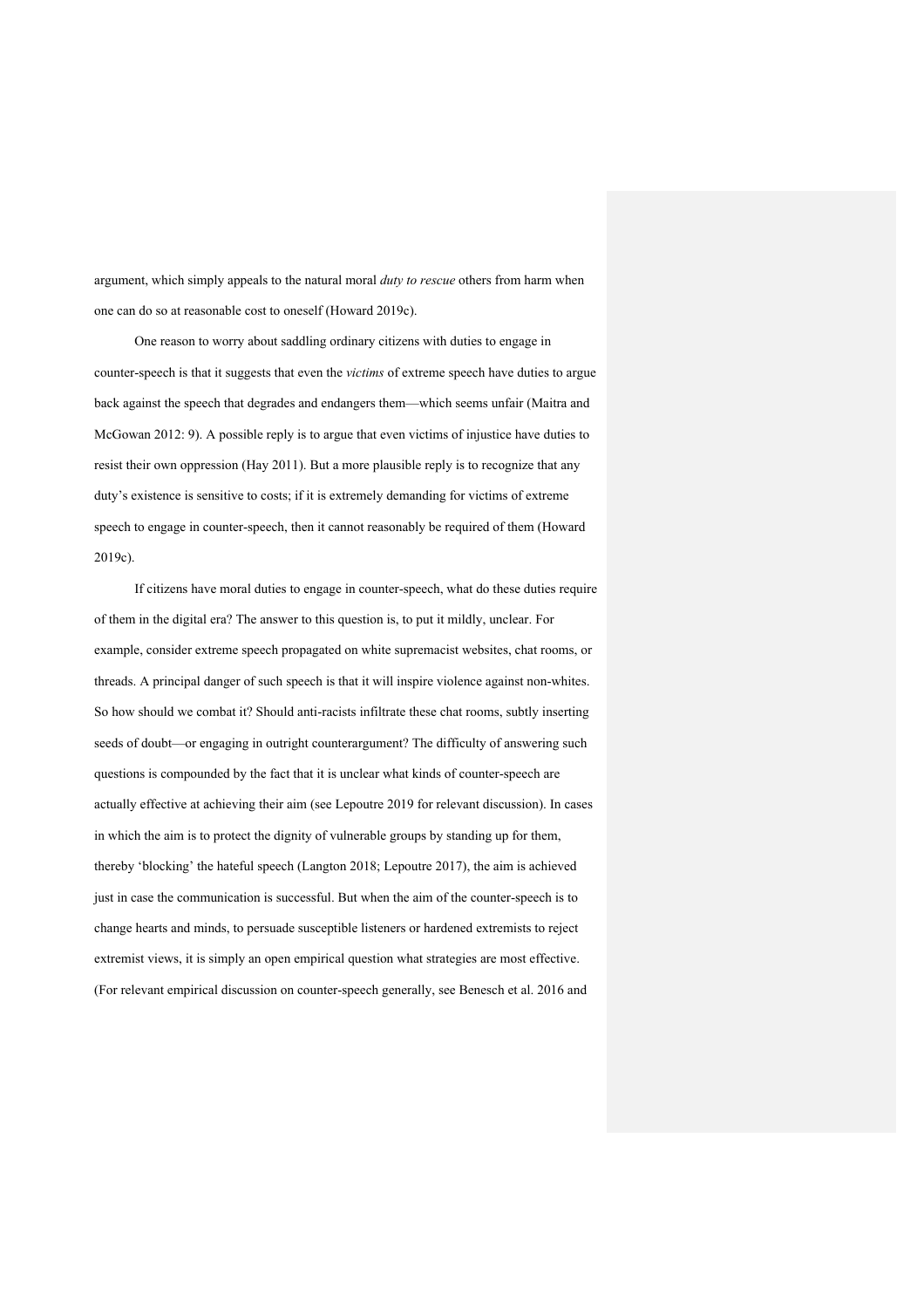argument, which simply appeals to the natural moral *duty to rescue* others from harm when one can do so at reasonable cost to oneself (Howard 2019c).

One reason to worry about saddling ordinary citizens with duties to engage in counter-speech is that it suggests that even the *victims* of extreme speech have duties to argue back against the speech that degrades and endangers them—which seems unfair (Maitra and McGowan 2012: 9). A possible reply is to argue that even victims of injustice have duties to resist their own oppression (Hay 2011). But a more plausible reply is to recognize that any duty's existence is sensitive to costs; if it is extremely demanding for victims of extreme speech to engage in counter-speech, then it cannot reasonably be required of them (Howard 2019c).

If citizens have moral duties to engage in counter-speech, what do these duties require of them in the digital era? The answer to this question is, to put it mildly, unclear. For example, consider extreme speech propagated on white supremacist websites, chat rooms, or threads. A principal danger of such speech is that it will inspire violence against non-whites. So how should we combat it? Should anti-racists infiltrate these chat rooms, subtly inserting seeds of doubt—or engaging in outright counterargument? The difficulty of answering such questions is compounded by the fact that it is unclear what kinds of counter-speech are actually effective at achieving their aim (see Lepoutre 2019 for relevant discussion). In cases in which the aim is to protect the dignity of vulnerable groups by standing up for them, thereby 'blocking' the hateful speech (Langton 2018; Lepoutre 2017), the aim is achieved just in case the communication is successful. But when the aim of the counter-speech is to change hearts and minds, to persuade susceptible listeners or hardened extremists to reject extremist views, it is simply an open empirical question what strategies are most effective. (For relevant empirical discussion on counter-speech generally, see Benesch et al. 2016 and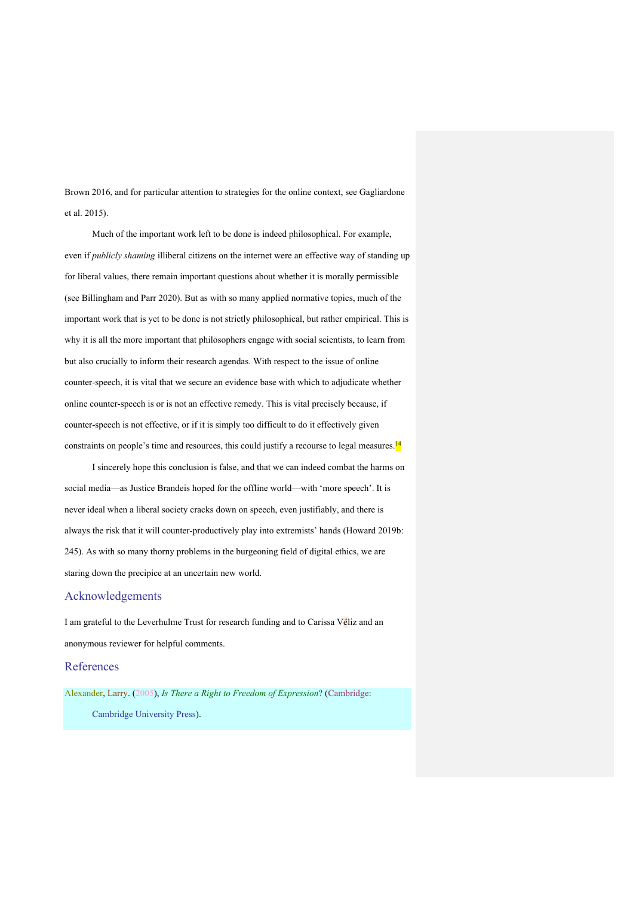Brown 2016, and for particular attention to strategies for the online context, see Gagliardone et al. 2015).

Much of the important work left to be done is indeed philosophical. For example, even if *publicly shaming* illiberal citizens on the internet were an effective way of standing up for liberal values, there remain important questions about whether it is morally permissible (see Billingham and Parr 2020). But as with so many applied normative topics, much of the important work that is yet to be done is not strictly philosophical, but rather empirical. This is why it is all the more important that philosophers engage with social scientists, to learn from but also crucially to inform their research agendas. With respect to the issue of online counter-speech, it is vital that we secure an evidence base with which to adjudicate whether online counter-speech is or is not an effective remedy. This is vital precisely because, if counter-speech is not effective, or if it is simply too difficult to do it effectively given constraints on people's time and resources, this could justify a recourse to legal measures.[14]

I sincerely hope this conclusion is false, and that we can indeed combat the harms on social media—as Justice Brandeis hoped for the offline world—with 'more speech'. It is never ideal when a liberal society cracks down on speech, even justifiably, and there is always the risk that it will counter-productively play into extremists' hands (Howard 2019b: 245). As with so many thorny problems in the burgeoning field of digital ethics, we are staring down the precipice at an uncertain new world.

## Acknowledgements

I am grateful to the Leverhulme Trust for research funding and to Carissa Véliz and an anonymous reviewer for helpful comments.

## References

Alexander, Larry. (2005), *Is There a Right to Freedom of Expression*? (Cambridge: Cambridge University Press).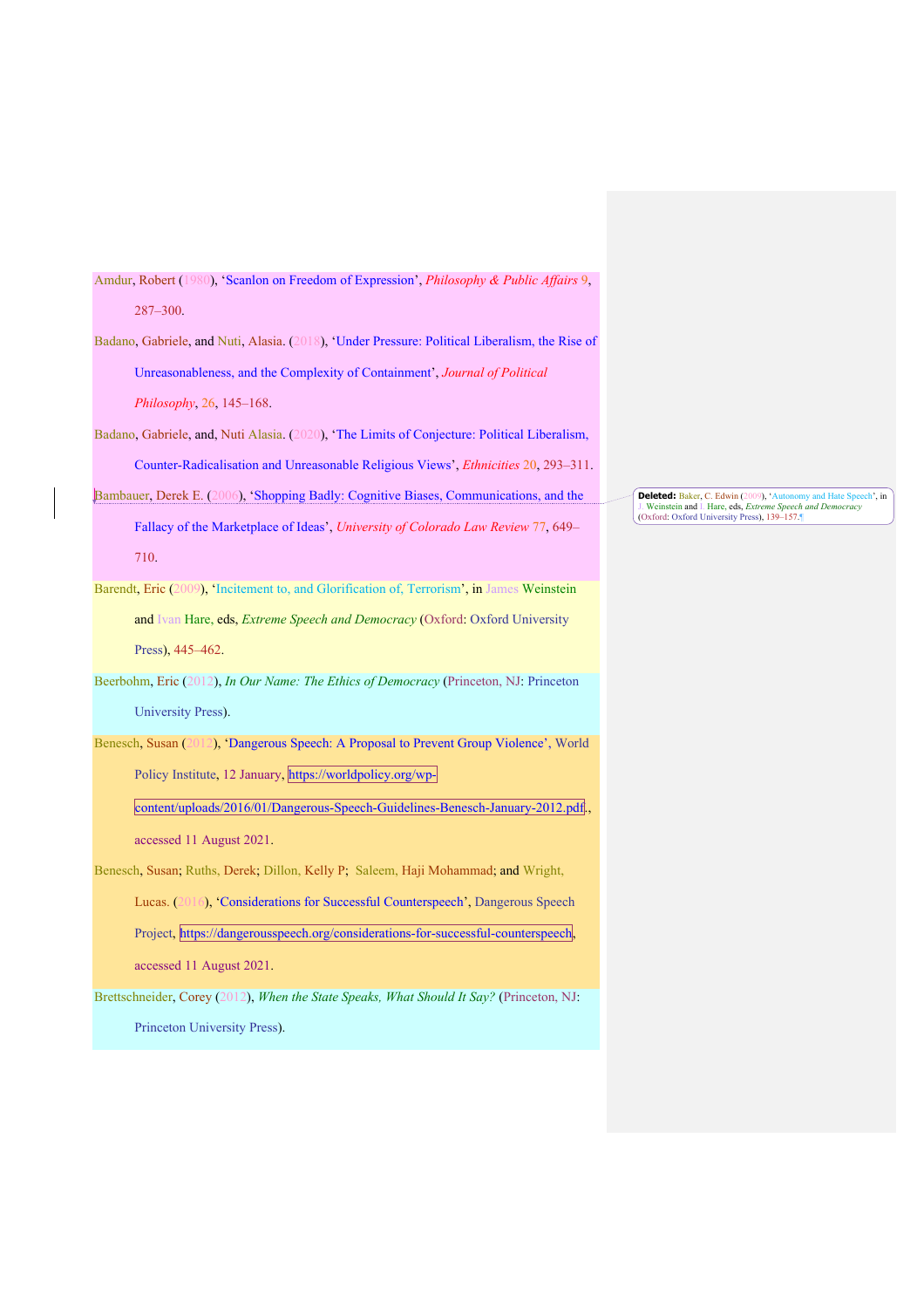Amdur, Robert (1980), ‘Scanlon on Freedom of Expression’, *Philosophy & Public Affairs* 9, 287–300.

Badano, Gabriele, and Nuti, Alasia. (2018), ‘Under Pressure: Political Liberalism, the Rise of Unreasonableness, and the Complexity of Containment’, *Journal of Political Philosophy*, 26, 145–168.

Badano, Gabriele, and, Nuti Alasia. (2020), ‘The Limits of Conjecture: Political Liberalism, Counter-Radicalisation and Unreasonable Religious Views’, *Ethnicities* 20, 293–311.

Bambauer, Derek E. (2006), ‘Shopping Badly: Cognitive Biases, Communications, and the Fallacy of the Marketplace of Ideas’, *University of Colorado Law Review* 77, 649–710.

Barendt, Eric (2009), ‘Incitement to, and Glorification of, Terrorism’, in James Weinstein and Ivan Hare, eds, *Extreme Speech and Democracy* (Oxford: Oxford University Press), 445–462.

Beerbohm, Eric (2012), *In Our Name: The Ethics of Democracy* (Princeton, NJ: Princeton University Press).

Benesch, Susan (2012), ‘Dangerous Speech: A Proposal to Prevent Group Violence’, World Policy Institute, 12 January, https://worldpolicy.org/wp-content/uploads/2016/01/Dangerous-Speech-Guidelines-Benesch-January-2012.pdf., accessed 11 August 2021.

Benesch, Susan; Ruths, Derek; Dillon, Kelly P; Saleem, Haji Mohammad; and Wright, Lucas. (2016), ‘Considerations for Successful Counterspeech’, Dangerous Speech Project, https://dangerousspeech.org/considerations-for-successful-counterspeech, accessed 11 August 2021.

Brettschneider, Corey (2012), *When the State Speaks, What Should It Say?* (Princeton, NJ: Princeton University Press).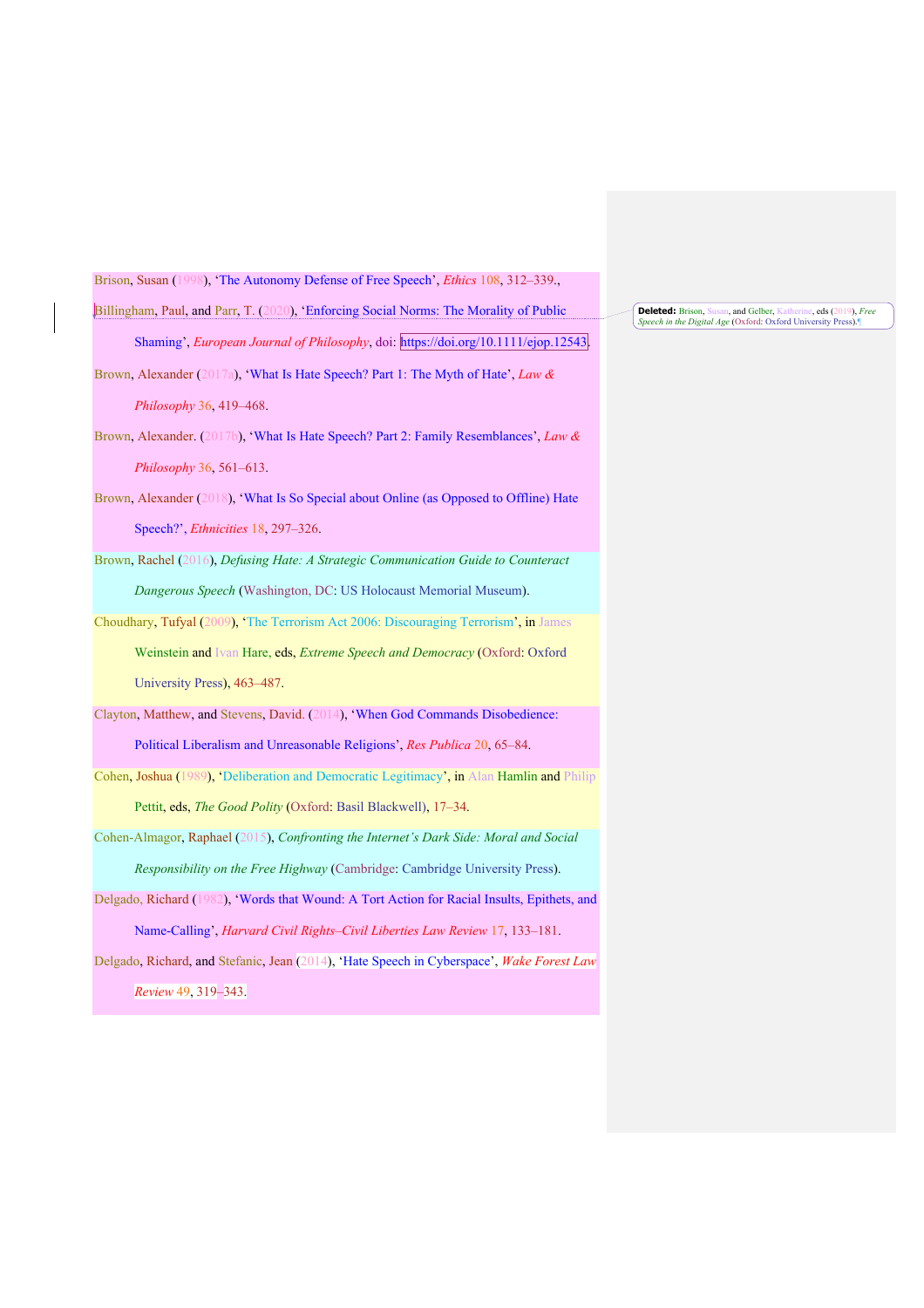Brison, Susan (1998), 'The Autonomy Defense of Free Speech', *Ethics* 108, 312–339.,

Billingham, Paul, and Parr, T. (2020), 'Enforcing Social Norms: The Morality of Public Shaming', *European Journal of Philosophy*, doi: https://doi.org/10.1111/ejop.12543.

Brown, Alexander (2017a), 'What Is Hate Speech? Part 1: The Myth of Hate', *Law & Philosophy* 36, 419–468.

Brown, Alexander. (2017b), 'What Is Hate Speech? Part 2: Family Resemblances', *Law & Philosophy* 36, 561–613.

Brown, Alexander (2018), 'What Is So Special about Online (as Opposed to Offline) Hate Speech?', *Ethnicities* 18, 297–326.

Brown, Rachel (2016), *Defusing Hate: A Strategic Communication Guide to Counteract Dangerous Speech* (Washington, DC: US Holocaust Memorial Museum).

Choudhary, Tufyal (2009), 'The Terrorism Act 2006: Discouraging Terrorism', in James Weinstein and Ivan Hare, eds, *Extreme Speech and Democracy* (Oxford: Oxford University Press), 463–487.

Clayton, Matthew, and Stevens, David. (2014), 'When God Commands Disobedience: Political Liberalism and Unreasonable Religions', *Res Publica* 20, 65–84.

Cohen, Joshua (1989), 'Deliberation and Democratic Legitimacy', in Alan Hamlin and Philip Pettit, eds, *The Good Polity* (Oxford: Basil Blackwell), 17–34.

Cohen-Almagor, Raphael (2015), *Confronting the Internet's Dark Side: Moral and Social Responsibility on the Free Highway* (Cambridge: Cambridge University Press).

Delgado, Richard (1982), 'Words that Wound: A Tort Action for Racial Insults, Epithets, and Name-Calling', *Harvard Civil Rights–Civil Liberties Law Review* 17, 133–181.

Delgado, Richard, and Stefanic, Jean (2014), 'Hate Speech in Cyberspace', *Wake Forest Law Review* 49, 319–343.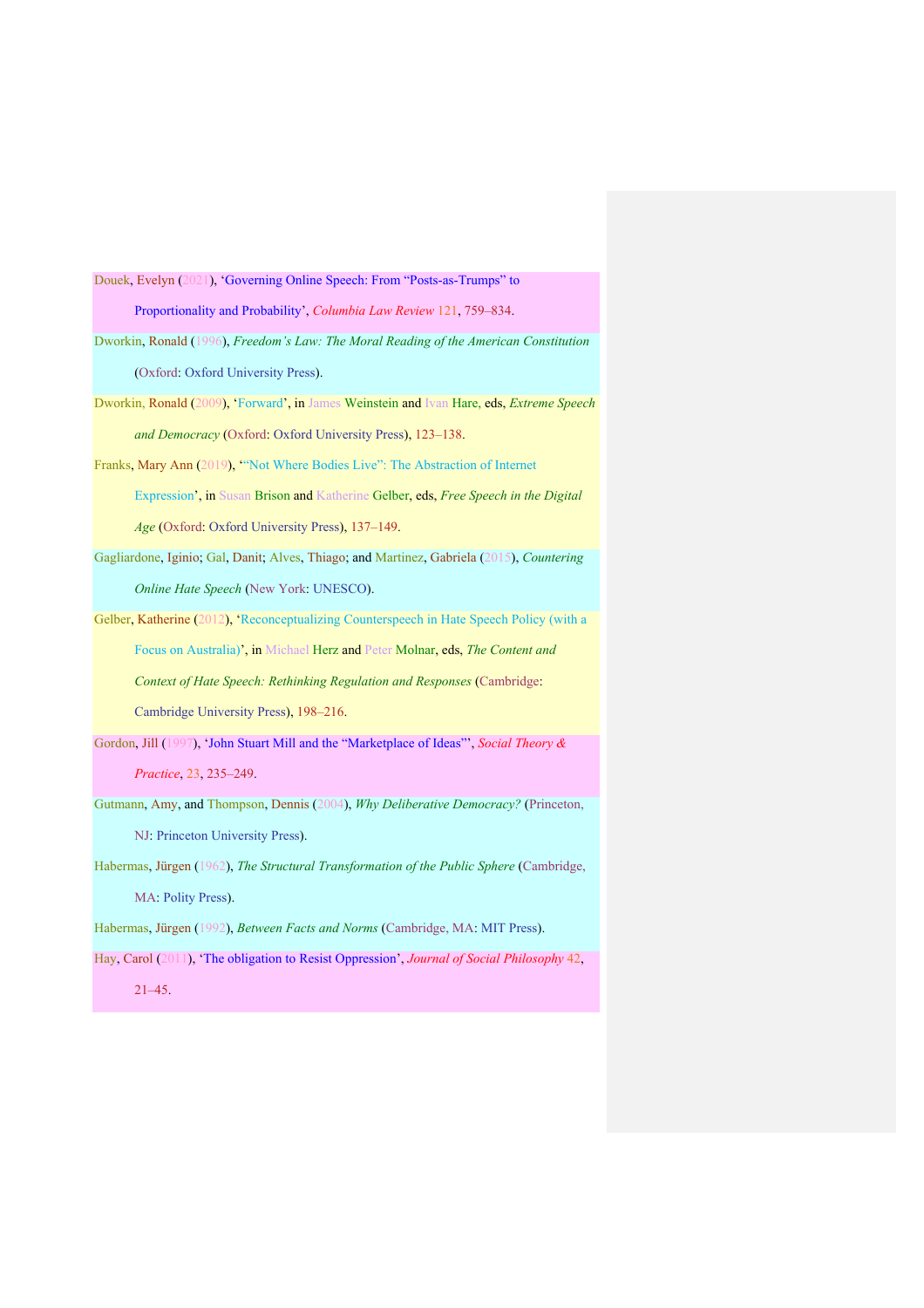Douek, Evelyn (2021), 'Governing Online Speech: From "Posts-as-Trumps" to Proportionality and Probability', *Columbia Law Review* 121, 759–834.

Dworkin, Ronald (1996), *Freedom's Law: The Moral Reading of the American Constitution* (Oxford: Oxford University Press).

Dworkin, Ronald (2009), 'Forward', in James Weinstein and Ivan Hare, eds, *Extreme Speech and Democracy* (Oxford: Oxford University Press), 123–138.

Franks, Mary Ann (2019), '"Not Where Bodies Live": The Abstraction of Internet Expression', in Susan Brison and Katherine Gelber, eds, *Free Speech in the Digital Age* (Oxford: Oxford University Press), 137–149.

Gagliardone, Iginio; Gal, Danit; Alves, Thiago; and Martinez, Gabriela (2015), *Countering Online Hate Speech* (New York: UNESCO).

Gelber, Katherine (2012), 'Reconceptualizing Counterspeech in Hate Speech Policy (with a Focus on Australia)', in Michael Herz and Peter Molnar, eds, *The Content and Context of Hate Speech: Rethinking Regulation and Responses* (Cambridge: Cambridge University Press), 198–216.

Gordon, Jill (1997), 'John Stuart Mill and the "Marketplace of Ideas"', *Social Theory & Practice*, 23, 235–249.

Gutmann, Amy, and Thompson, Dennis (2004), *Why Deliberative Democracy?* (Princeton, NJ: Princeton University Press).

Habermas, Jürgen (1962), *The Structural Transformation of the Public Sphere* (Cambridge, MA: Polity Press).

Habermas, Jürgen (1992), *Between Facts and Norms* (Cambridge, MA: MIT Press).

Hay, Carol (2011), 'The obligation to Resist Oppression', *Journal of Social Philosophy* 42, 21–45.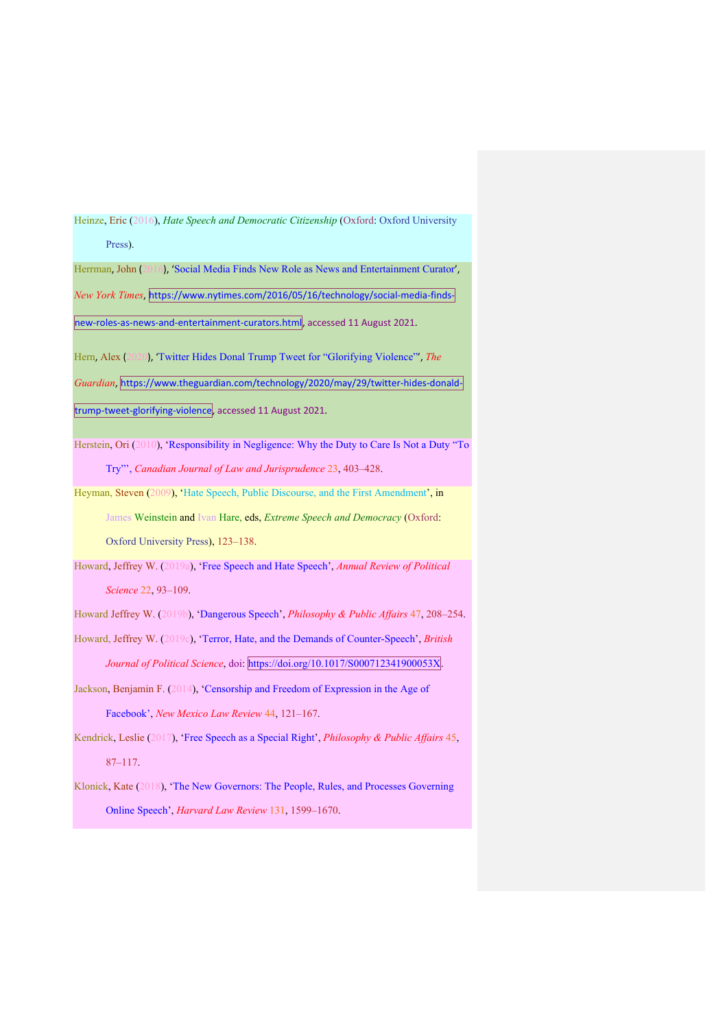Heinze, Eric (2016), *Hate Speech and Democratic Citizenship* (Oxford: Oxford University Press).

Herrman, John (2016), 'Social Media Finds New Role as News and Entertainment Curator', *New York Times*, https://www.nytimes.com/2016/05/16/technology/social-media-finds-new-roles-as-news-and-entertainment-curators.html, accessed 11 August 2021.

Hern, Alex (2020), 'Twitter Hides Donal Trump Tweet for "Glorifying Violence"', *The Guardian*, https://www.theguardian.com/technology/2020/may/29/twitter-hides-donald-trump-tweet-glorifying-violence, accessed 11 August 2021.

Herstein, Ori (2010), 'Responsibility in Negligence: Why the Duty to Care Is Not a Duty "To Try"', *Canadian Journal of Law and Jurisprudence* 23, 403–428.

Heyman, Steven (2009), 'Hate Speech, Public Discourse, and the First Amendment', in James Weinstein and Ivan Hare, eds, *Extreme Speech and Democracy* (Oxford: Oxford University Press), 123–138.

Howard, Jeffrey W. (2019a), 'Free Speech and Hate Speech', *Annual Review of Political Science* 22, 93–109.

Howard Jeffrey W. (2019b), 'Dangerous Speech', *Philosophy & Public Affairs* 47, 208–254.

Howard, Jeffrey W. (2019c), 'Terror, Hate, and the Demands of Counter-Speech', *British Journal of Political Science*, doi: https://doi.org/10.1017/S000712341900053X.

Jackson, Benjamin F. (2014), 'Censorship and Freedom of Expression in the Age of Facebook', *New Mexico Law Review* 44, 121–167.

Kendrick, Leslie (2017), 'Free Speech as a Special Right', *Philosophy & Public Affairs* 45, 87–117.

Klonick, Kate (2018), 'The New Governors: The People, Rules, and Processes Governing Online Speech', *Harvard Law Review* 131, 1599–1670.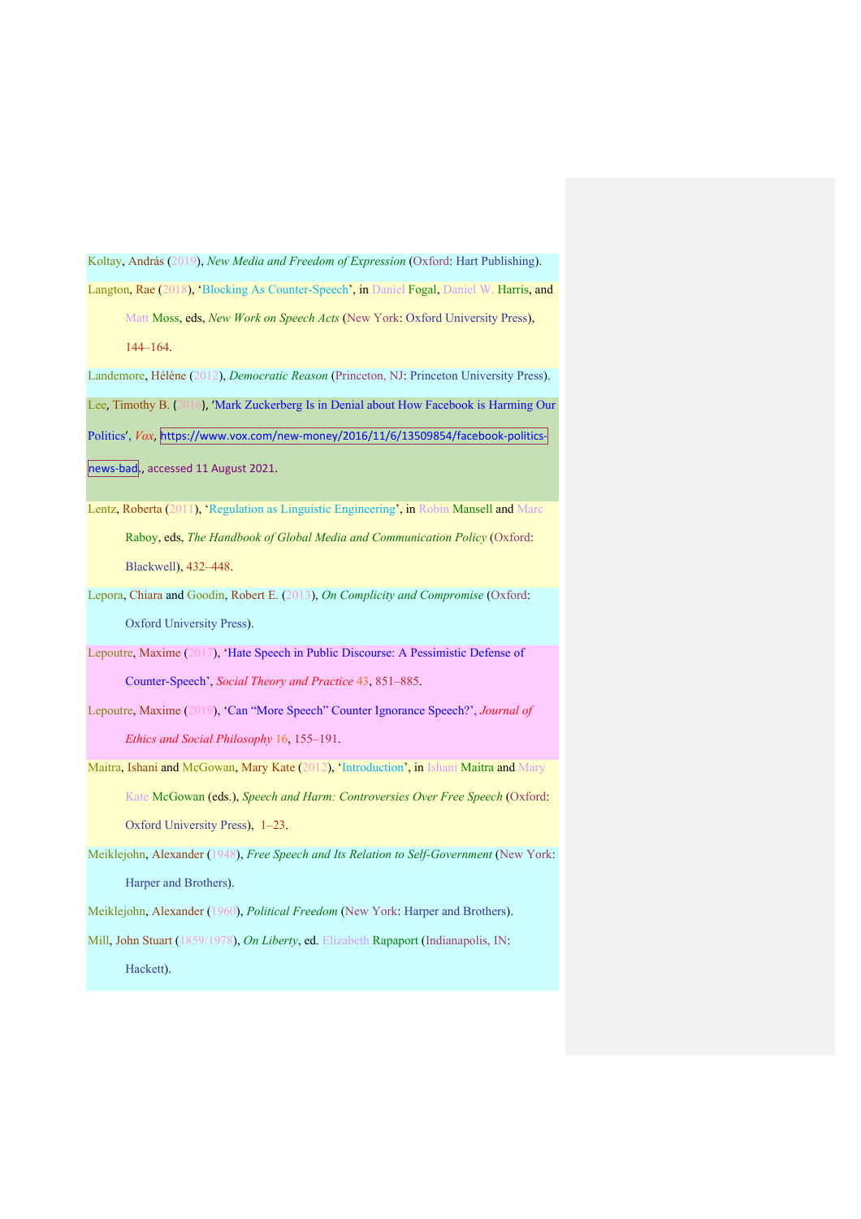Koltay, András (2019), *New Media and Freedom of Expression* (Oxford: Hart Publishing).

Langton, Rae (2018), 'Blocking As Counter-Speech', in Daniel Fogal, Daniel W. Harris, and Matt Moss, eds, *New Work on Speech Acts* (New York: Oxford University Press), 144–164.

Landemore, Hélène (2012), *Democratic Reason* (Princeton, NJ: Princeton University Press).

Lee, Timothy B. (2016), 'Mark Zuckerberg Is in Denial about How Facebook is Harming Our Politics', *Vox*, https://www.vox.com/new-money/2016/11/6/13509854/facebook-politics-news-bad., accessed 11 August 2021.

Lentz, Roberta (2011), 'Regulation as Linguistic Engineering', in Robin Mansell and Marc Raboy, eds, *The Handbook of Global Media and Communication Policy* (Oxford: Blackwell), 432–448.

Lepora, Chiara and Goodin, Robert E. (2013), *On Complicity and Compromise* (Oxford: Oxford University Press).

Lepoutre, Maxime (2017), 'Hate Speech in Public Discourse: A Pessimistic Defense of Counter-Speech', *Social Theory and Practice* 43, 851–885.

Lepoutre, Maxime (2019), 'Can "More Speech" Counter Ignorance Speech?', *Journal of Ethics and Social Philosophy* 16, 155–191.

Maitra, Ishani and McGowan, Mary Kate (2012), 'Introduction', in Ishani Maitra and Mary Kate McGowan (eds.), *Speech and Harm: Controversies Over Free Speech* (Oxford: Oxford University Press), 1–23.

Meiklejohn, Alexander (1948), *Free Speech and Its Relation to Self-Government* (New York: Harper and Brothers).

Meiklejohn, Alexander (1960), *Political Freedom* (New York: Harper and Brothers).

Mill, John Stuart (1859/1978), *On Liberty*, ed. Elizabeth Rapaport (Indianapolis, IN: Hackett).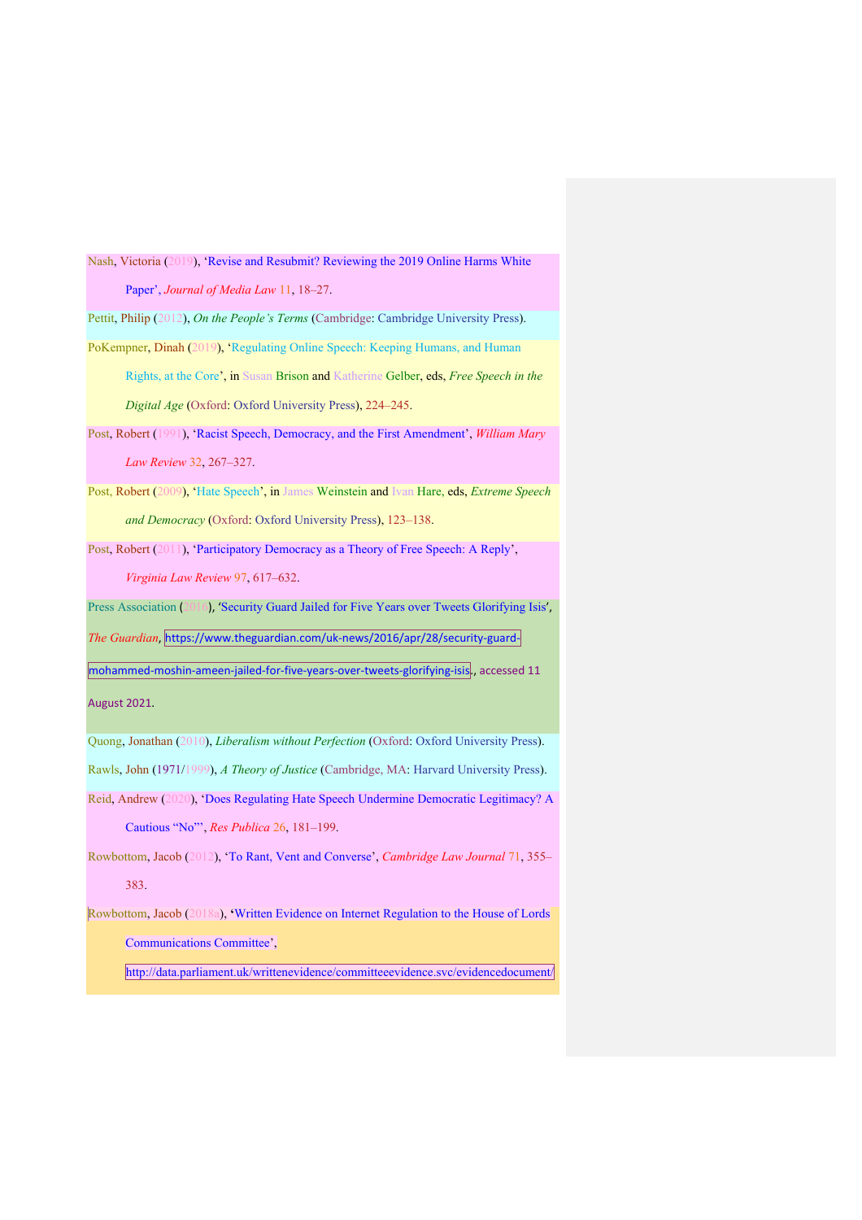Nash, Victoria (2019), 'Revise and Resubmit? Reviewing the 2019 Online Harms White Paper', *Journal of Media Law* 11, 18–27.

Pettit, Philip (2012), *On the People's Terms* (Cambridge: Cambridge University Press).

PoKempner, Dinah (2019), 'Regulating Online Speech: Keeping Humans, and Human Rights, at the Core', in Susan Brison and Katherine Gelber, eds, *Free Speech in the Digital Age* (Oxford: Oxford University Press), 224–245.

Post, Robert (1991), 'Racist Speech, Democracy, and the First Amendment', *William Mary Law Review* 32, 267–327.

Post, Robert (2009), 'Hate Speech', in James Weinstein and Ivan Hare, eds, *Extreme Speech and Democracy* (Oxford: Oxford University Press), 123–138.

Post, Robert (2011), 'Participatory Democracy as a Theory of Free Speech: A Reply', *Virginia Law Review* 97, 617–632.

Press Association (2016), 'Security Guard Jailed for Five Years over Tweets Glorifying Isis', *The Guardian*, https://www.theguardian.com/uk-news/2016/apr/28/security-guard-mohammed-moshin-ameen-jailed-for-five-years-over-tweets-glorifying-isis., accessed 11 August 2021.

Quong, Jonathan (2010), *Liberalism without Perfection* (Oxford: Oxford University Press).

Rawls, John (1971/1999), *A Theory of Justice* (Cambridge, MA: Harvard University Press).

Reid, Andrew (2020), 'Does Regulating Hate Speech Undermine Democratic Legitimacy? A Cautious "No"', *Res Publica* 26, 181–199.

Rowbottom, Jacob (2012), 'To Rant, Vent and Converse', *Cambridge Law Journal* 71, 355–383.

Rowbottom, Jacob (2018a), 'Written Evidence on Internet Regulation to the House of Lords Communications Committee', http://data.parliament.uk/writtenevidence/committeeevidence.svc/evidencedocument/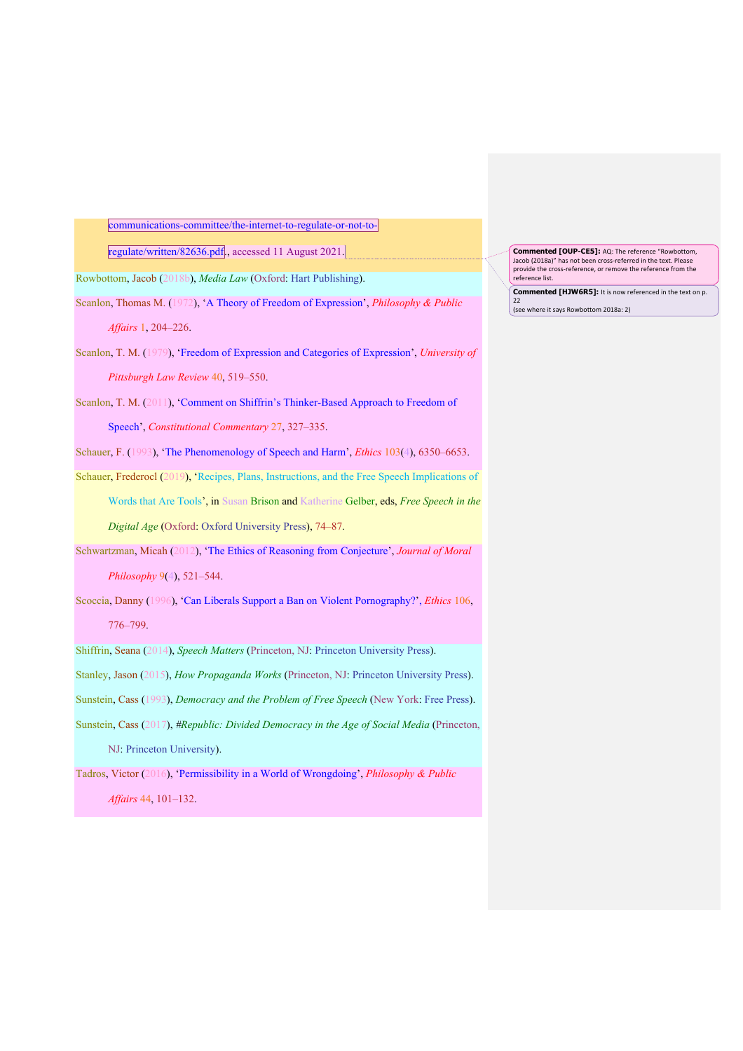communications-committee/the-internet-to-regulate-or-not-to-regulate/written/82636.pdf., accessed 11 August 2021.

Rowbottom, Jacob (2018b), *Media Law* (Oxford: Hart Publishing).

Scanlon, Thomas M. (1972), 'A Theory of Freedom of Expression', *Philosophy & Public Affairs* 1, 204–226.

Scanlon, T. M. (1979), 'Freedom of Expression and Categories of Expression', *University of Pittsburgh Law Review* 40, 519–550.

Scanlon, T. M. (2011), 'Comment on Shiffrin's Thinker-Based Approach to Freedom of Speech', *Constitutional Commentary* 27, 327–335.

Schauer, F. (1993), 'The Phenomenology of Speech and Harm', *Ethics* 103(4), 6350–6653.

Schauer, Frederocl (2019), 'Recipes, Plans, Instructions, and the Free Speech Implications of Words that Are Tools', in Susan Brison and Katherine Gelber, eds, *Free Speech in the Digital Age* (Oxford: Oxford University Press), 74–87.

Schwartzman, Micah (2012), 'The Ethics of Reasoning from Conjecture', *Journal of Moral Philosophy* 9(4), 521–544.

Scoccia, Danny (1996), 'Can Liberals Support a Ban on Violent Pornography?', *Ethics* 106, 776–799.

Shiffrin, Seana (2014), *Speech Matters* (Princeton, NJ: Princeton University Press).

Stanley, Jason (2015), *How Propaganda Works* (Princeton, NJ: Princeton University Press).

Sunstein, Cass (1993), *Democracy and the Problem of Free Speech* (New York: Free Press).

Sunstein, Cass (2017), *#Republic: Divided Democracy in the Age of Social Media* (Princeton, NJ: Princeton University).

Tadros, Victor (2016), 'Permissibility in a World of Wrongdoing', *Philosophy & Public Affairs* 44, 101–132.

**Commented [OUP-CE5]:** AQ: The reference "Rowbottom, Jacob (2018a)" has not been cross-referred in the text. Please provide the cross-reference, or remove the reference from the reference list.

**Commented [HJW6R5]:** It is now referenced in the text on p. 22
(see where it says Rowbottom 2018a: 2)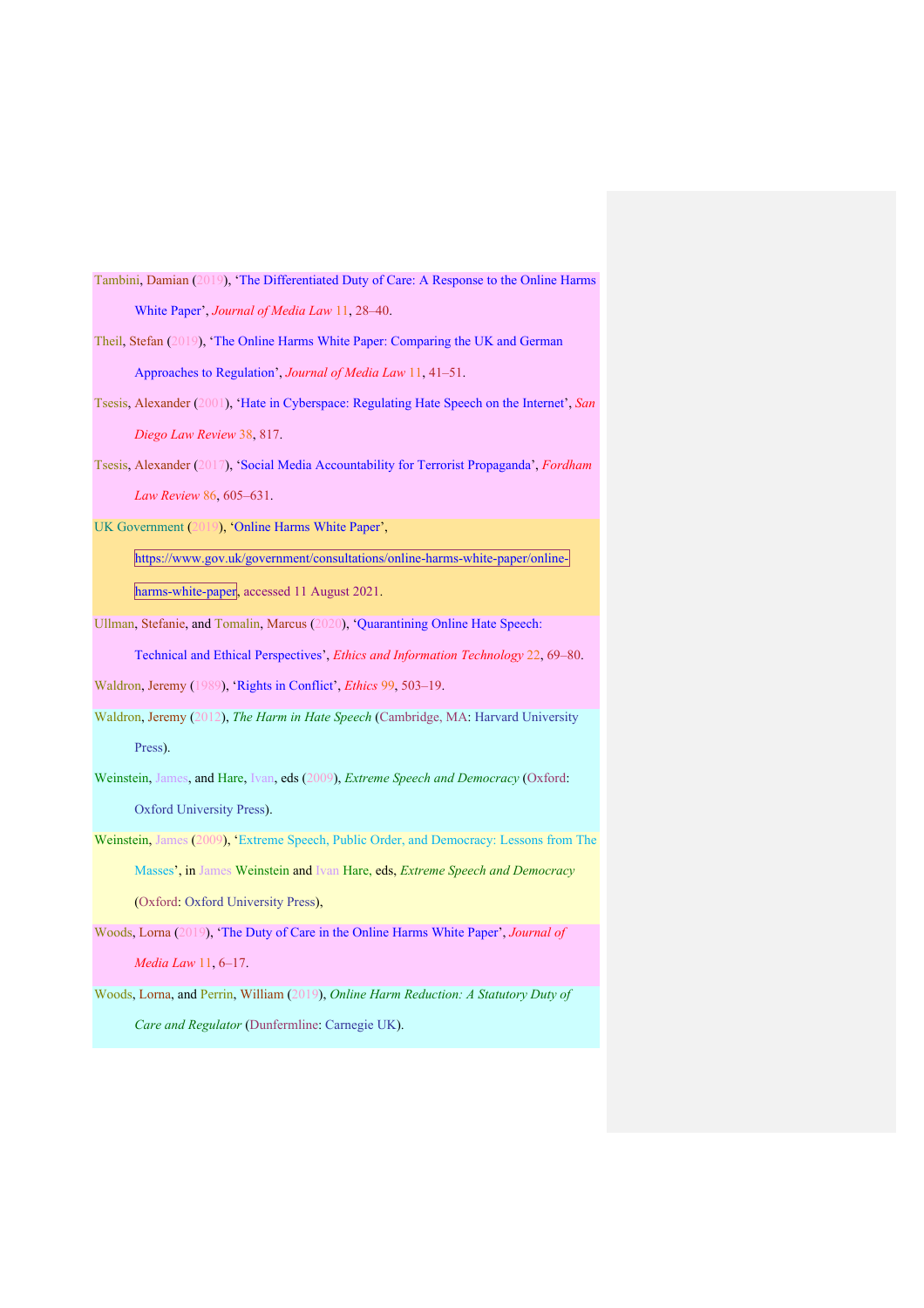Tambini, Damian (2019), 'The Differentiated Duty of Care: A Response to the Online Harms White Paper', *Journal of Media Law* 11, 28–40.

Theil, Stefan (2019), 'The Online Harms White Paper: Comparing the UK and German Approaches to Regulation', *Journal of Media Law* 11, 41–51.

Tsesis, Alexander (2001), 'Hate in Cyberspace: Regulating Hate Speech on the Internet', *San Diego Law Review* 38, 817.

Tsesis, Alexander (2017), 'Social Media Accountability for Terrorist Propaganda', *Fordham Law Review* 86, 605–631.

UK Government (2019), 'Online Harms White Paper', https://www.gov.uk/government/consultations/online-harms-white-paper/online-harms-white-paper, accessed 11 August 2021.

Ullman, Stefanie, and Tomalin, Marcus (2020), 'Quarantining Online Hate Speech: Technical and Ethical Perspectives', *Ethics and Information Technology* 22, 69–80.

Waldron, Jeremy (1989), 'Rights in Conflict', *Ethics* 99, 503–19.

Waldron, Jeremy (2012), *The Harm in Hate Speech* (Cambridge, MA: Harvard University Press).

Weinstein, James, and Hare, Ivan, eds (2009), *Extreme Speech and Democracy* (Oxford: Oxford University Press).

Weinstein, James (2009), 'Extreme Speech, Public Order, and Democracy: Lessons from The Masses', in James Weinstein and Ivan Hare, eds, *Extreme Speech and Democracy* (Oxford: Oxford University Press),

Woods, Lorna (2019), 'The Duty of Care in the Online Harms White Paper', *Journal of Media Law* 11, 6–17.

Woods, Lorna, and Perrin, William (2019), *Online Harm Reduction: A Statutory Duty of Care and Regulator* (Dunfermline: Carnegie UK).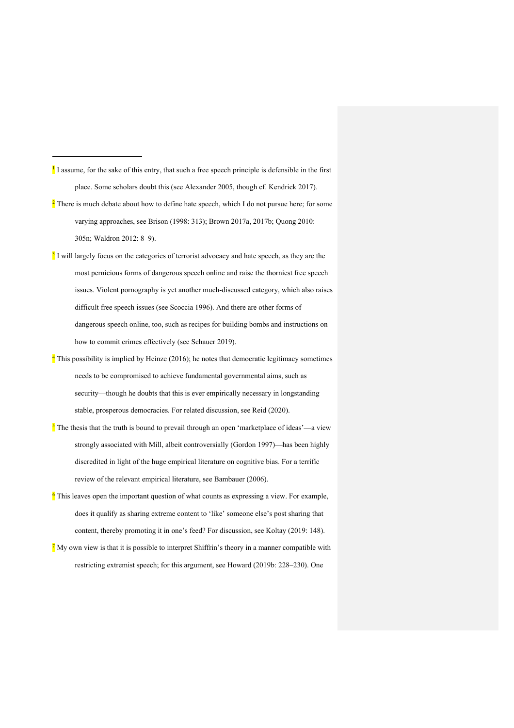[1] I assume, for the sake of this entry, that such a free speech principle is defensible in the first place. Some scholars doubt this (see Alexander 2005, though cf. Kendrick 2017).

[2] There is much debate about how to define hate speech, which I do not pursue here; for some varying approaches, see Brison (1998: 313); Brown 2017a, 2017b; Quong 2010: 305n; Waldron 2012: 8–9).

[3] I will largely focus on the categories of terrorist advocacy and hate speech, as they are the most pernicious forms of dangerous speech online and raise the thorniest free speech issues. Violent pornography is yet another much-discussed category, which also raises difficult free speech issues (see Scoccia 1996). And there are other forms of dangerous speech online, too, such as recipes for building bombs and instructions on how to commit crimes effectively (see Schauer 2019).

[4] This possibility is implied by Heinze (2016); he notes that democratic legitimacy sometimes needs to be compromised to achieve fundamental governmental aims, such as security—though he doubts that this is ever empirically necessary in longstanding stable, prosperous democracies. For related discussion, see Reid (2020).

[5] The thesis that the truth is bound to prevail through an open 'marketplace of ideas'—a view strongly associated with Mill, albeit controversially (Gordon 1997)—has been highly discredited in light of the huge empirical literature on cognitive bias. For a terrific review of the relevant empirical literature, see Bambauer (2006).

[6] This leaves open the important question of what counts as expressing a view. For example, does it qualify as sharing extreme content to 'like' someone else's post sharing that content, thereby promoting it in one's feed? For discussion, see Koltay (2019: 148).

[7] My own view is that it is possible to interpret Shiffrin's theory in a manner compatible with restricting extremist speech; for this argument, see Howard (2019b: 228–230). One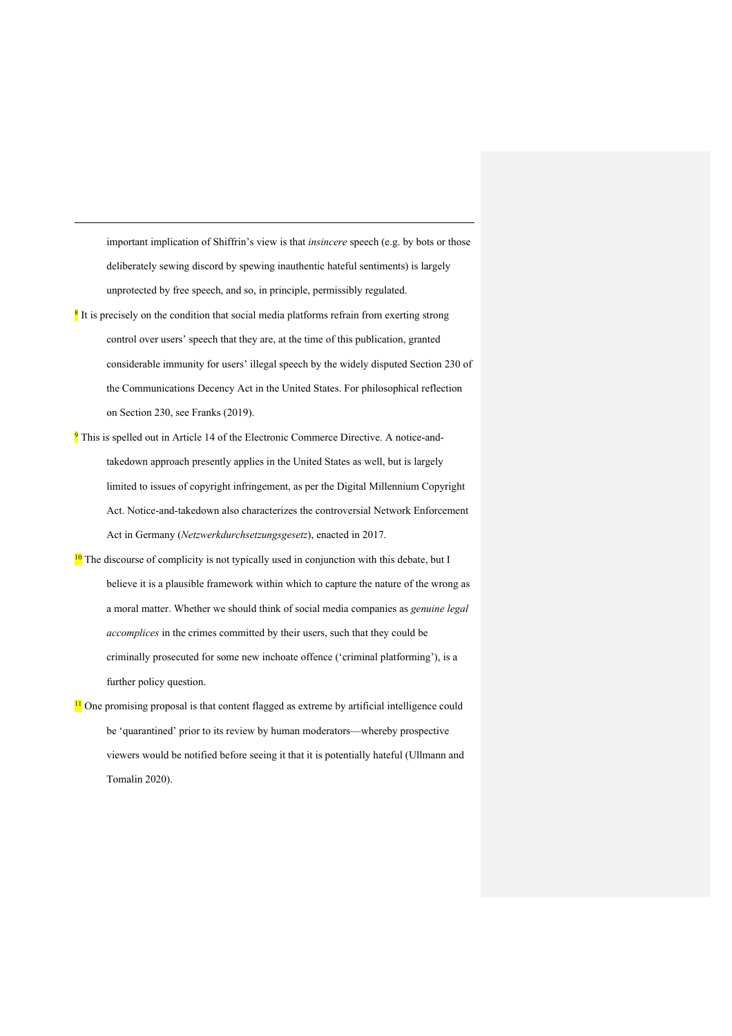important implication of Shiffrin's view is that *insincere* speech (e.g. by bots or those deliberately sewing discord by spewing inauthentic hateful sentiments) is largely unprotected by free speech, and so, in principle, permissibly regulated.

[8] It is precisely on the condition that social media platforms refrain from exerting strong control over users' speech that they are, at the time of this publication, granted considerable immunity for users' illegal speech by the widely disputed Section 230 of the Communications Decency Act in the United States. For philosophical reflection on Section 230, see Franks (2019).

[9] This is spelled out in Article 14 of the Electronic Commerce Directive. A notice-and-takedown approach presently applies in the United States as well, but is largely limited to issues of copyright infringement, as per the Digital Millennium Copyright Act. Notice-and-takedown also characterizes the controversial Network Enforcement Act in Germany (*Netzwerkdurchsetzungsgesetz*), enacted in 2017.

[10] The discourse of complicity is not typically used in conjunction with this debate, but I believe it is a plausible framework within which to capture the nature of the wrong as a moral matter. Whether we should think of social media companies as *genuine legal accomplices* in the crimes committed by their users, such that they could be criminally prosecuted for some new inchoate offence ('criminal platforming'), is a further policy question.

[11] One promising proposal is that content flagged as extreme by artificial intelligence could be 'quarantined' prior to its review by human moderators—whereby prospective viewers would be notified before seeing it that it is potentially hateful (Ullmann and Tomalin 2020).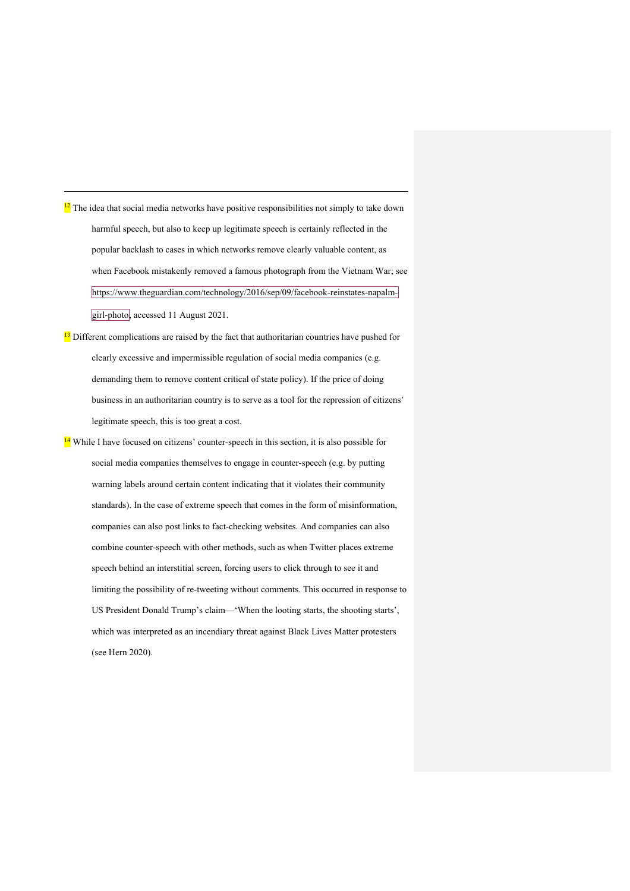[12] The idea that social media networks have positive responsibilities not simply to take down harmful speech, but also to keep up legitimate speech is certainly reflected in the popular backlash to cases in which networks remove clearly valuable content, as when Facebook mistakenly removed a famous photograph from the Vietnam War; see https://www.theguardian.com/technology/2016/sep/09/facebook-reinstates-napalm-girl-photo, accessed 11 August 2021.

[13] Different complications are raised by the fact that authoritarian countries have pushed for clearly excessive and impermissible regulation of social media companies (e.g. demanding them to remove content critical of state policy). If the price of doing business in an authoritarian country is to serve as a tool for the repression of citizens' legitimate speech, this is too great a cost.

[14] While I have focused on citizens' counter-speech in this section, it is also possible for social media companies themselves to engage in counter-speech (e.g. by putting warning labels around certain content indicating that it violates their community standards). In the case of extreme speech that comes in the form of misinformation, companies can also post links to fact-checking websites. And companies can also combine counter-speech with other methods, such as when Twitter places extreme speech behind an interstitial screen, forcing users to click through to see it and limiting the possibility of re-tweeting without comments. This occurred in response to US President Donald Trump's claim—'When the looting starts, the shooting starts', which was interpreted as an incendiary threat against Black Lives Matter protesters (see Hern 2020).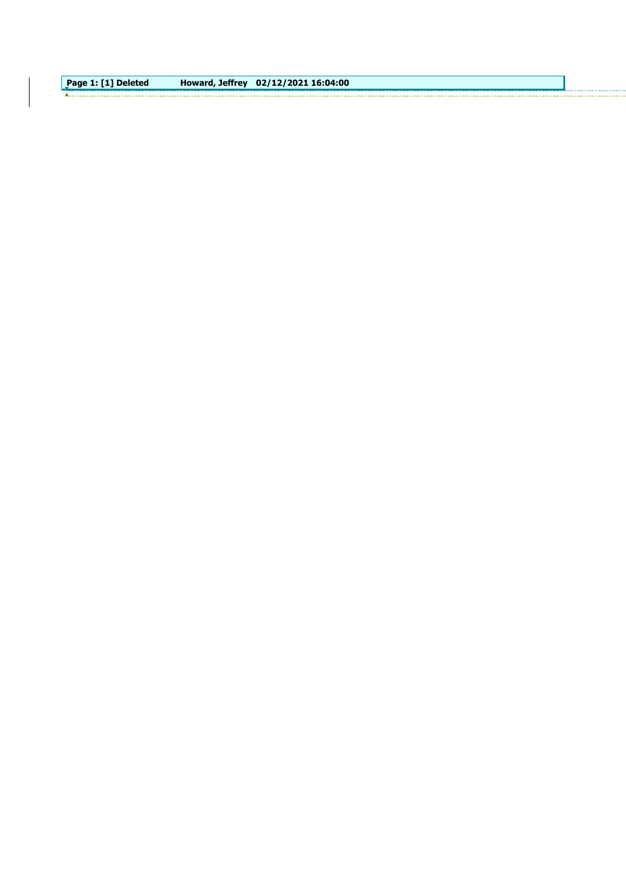**Page 1: [1] Deleted** **Howard, Jeffrey** **02/12/2021 16:04:00**